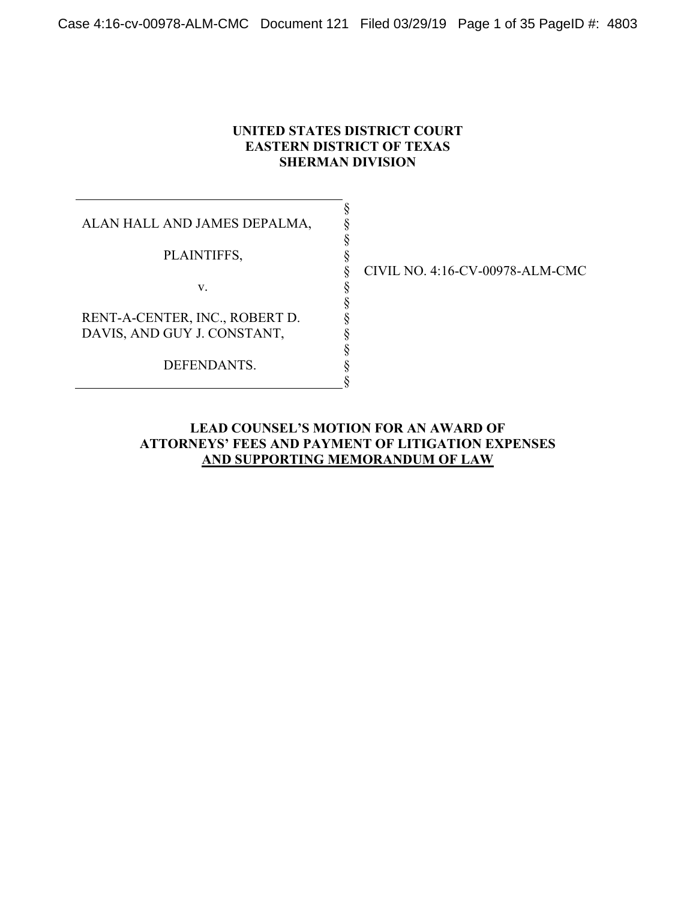**UNITED STATES DISTRICT COURT**
**EASTERN DISTRICT OF TEXAS**
**SHERMAN DIVISION**

| | | |
|---|---|---|
| ALAN HALL AND JAMES DEPALMA, | § | |
| | § | |
| PLAINTIFFS, | § | |
| | § | CIVIL NO. 4:16-CV-00978-ALM-CMC |
| v. | § | |
| | § | |
| RENT-A-CENTER, INC., ROBERT D. DAVIS, AND GUY J. CONSTANT, | § | |
| | § | |
| DEFENDANTS. | § | |

**LEAD COUNSEL'S MOTION FOR AN AWARD OF ATTORNEYS' FEES AND PAYMENT OF LITIGATION EXPENSES AND SUPPORTING MEMORANDUM OF LAW**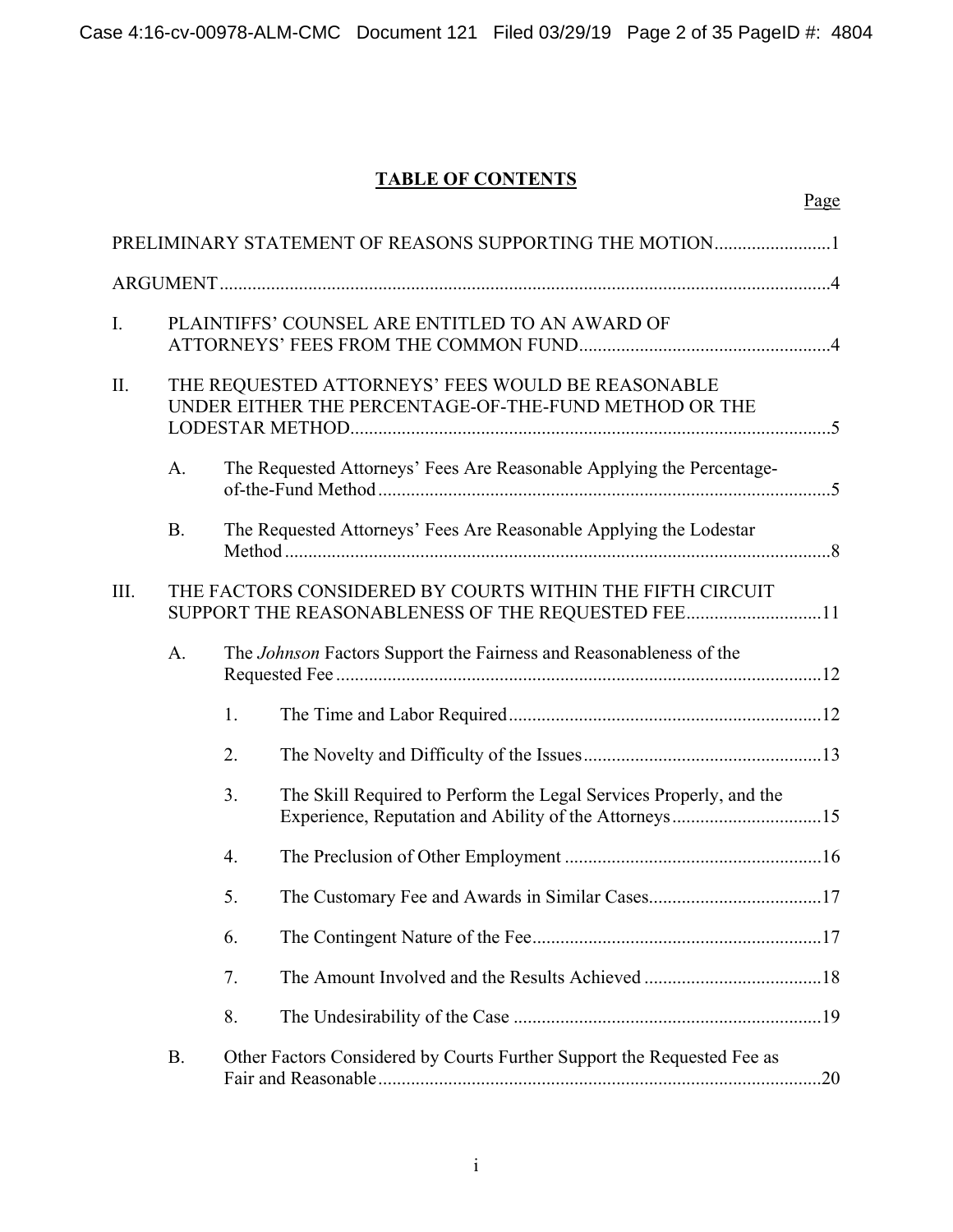## TABLE OF CONTENTS

Page

PRELIMINARY STATEMENT OF REASONS SUPPORTING THE MOTION.........................1

ARGUMENT..................................................................................................................4

I. PLAINTIFFS' COUNSEL ARE ENTITLED TO AN AWARD OF ATTORNEYS' FEES FROM THE COMMON FUND.....................................................4

II. THE REQUESTED ATTORNEYS' FEES WOULD BE REASONABLE UNDER EITHER THE PERCENTAGE-OF-THE-FUND METHOD OR THE LODESTAR METHOD......................................................................................................5

   A. The Requested Attorneys' Fees Are Reasonable Applying the Percentage-of-the-Fund Method.................................................................................................5

   B. The Requested Attorneys' Fees Are Reasonable Applying the Lodestar Method.....................................................................................................................8

III. THE FACTORS CONSIDERED BY COURTS WITHIN THE FIFTH CIRCUIT SUPPORT THE REASONABLENESS OF THE REQUESTED FEE............................11

   A. The *Johnson* Factors Support the Fairness and Reasonableness of the Requested Fee........................................................................................................12

      1. The Time and Labor Required..................................................................12

      2. The Novelty and Difficulty of the Issues...................................................13

      3. The Skill Required to Perform the Legal Services Properly, and the Experience, Reputation and Ability of the Attorneys................................15

      4. The Preclusion of Other Employment.......................................................16

      5. The Customary Fee and Awards in Similar Cases.....................................17

      6. The Contingent Nature of the Fee.............................................................17

      7. The Amount Involved and the Results Achieved......................................18

      8. The Undesirability of the Case..................................................................19

   B. Other Factors Considered by Courts Further Support the Requested Fee as Fair and Reasonable...............................................................................................20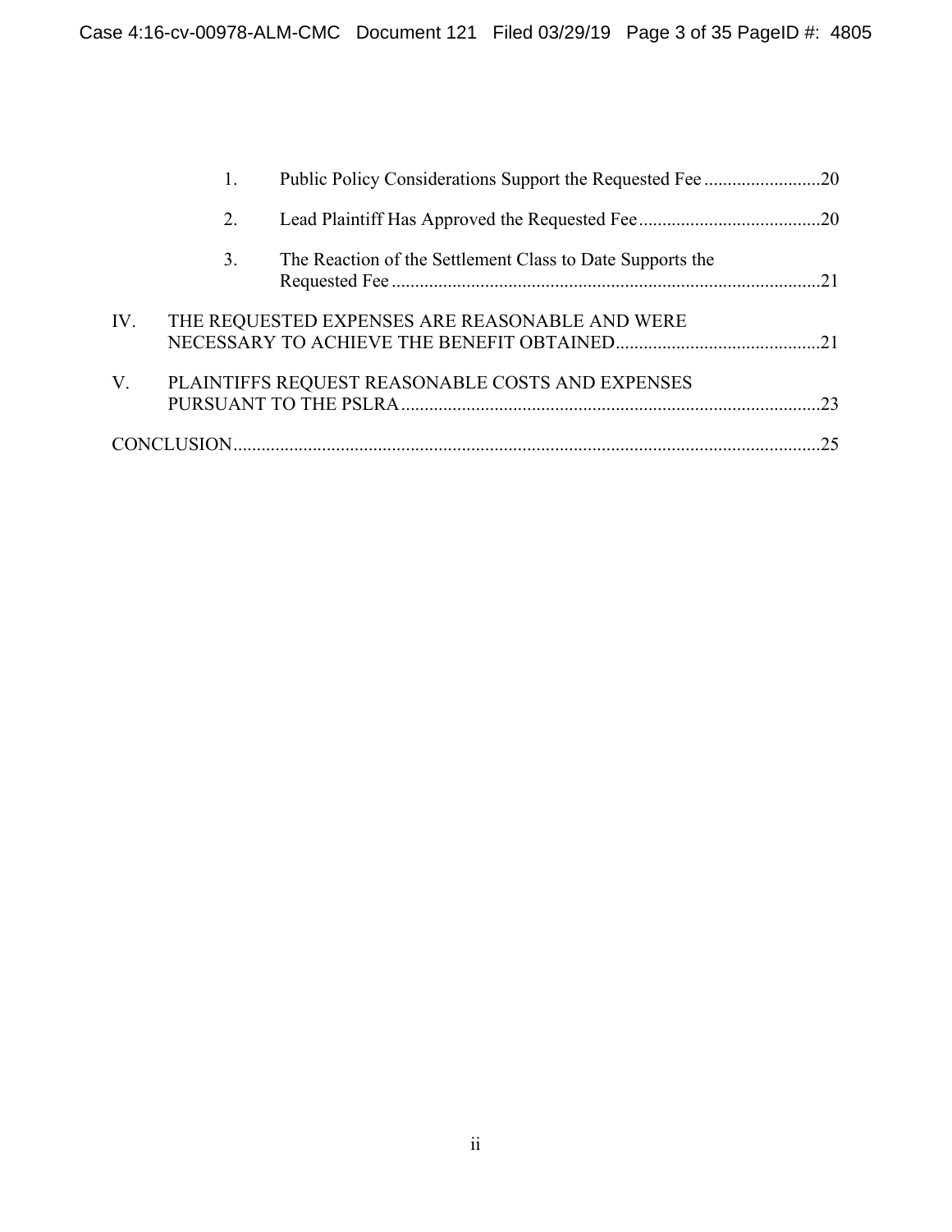1. Public Policy Considerations Support the Requested Fee .........................20

2. Lead Plaintiff Has Approved the Requested Fee.......................................20

3. The Reaction of the Settlement Class to Date Supports the Requested Fee ............................................................................................21

IV. THE REQUESTED EXPENSES ARE REASONABLE AND WERE NECESSARY TO ACHIEVE THE BENEFIT OBTAINED............................................21

V. PLAINTIFFS REQUEST REASONABLE COSTS AND EXPENSES PURSUANT TO THE PSLRA..........................................................................................23

CONCLUSION.............................................................................................................................25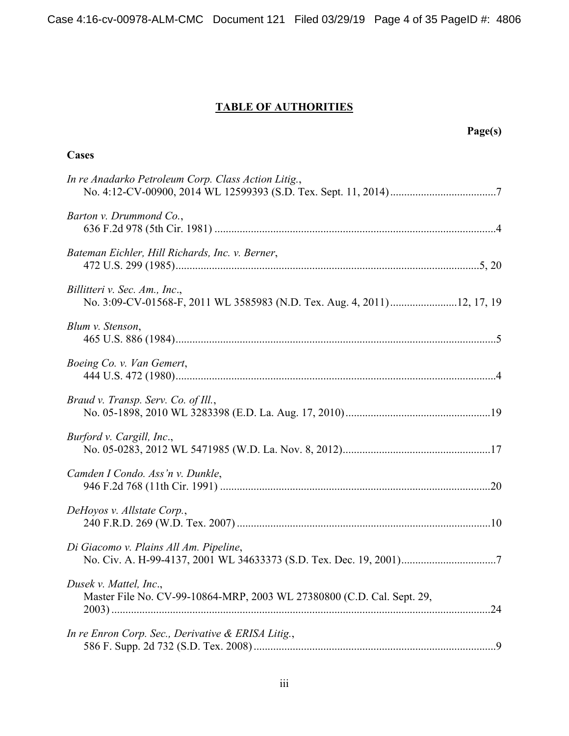# TABLE OF AUTHORITIES

**Page(s)**

**Cases**

*In re Anadarko Petroleum Corp. Class Action Litig.*,
No. 4:12-CV-00900, 2014 WL 12599393 (S.D. Tex. Sept. 11, 2014) ....................................7

*Barton v. Drummond Co.*,
636 F.2d 978 (5th Cir. 1981) ....................................................................................................4

*Bateman Eichler, Hill Richards, Inc. v. Berner*,
472 U.S. 299 (1985)..........................................................................................................5, 20

*Billitteri v. Sec. Am., Inc*.,
No. 3:09-CV-01568-F, 2011 WL 3585983 (N.D. Tex. Aug. 4, 2011)........................12, 17, 19

*Blum v. Stenson*,
465 U.S. 886 (1984)..................................................................................................................5

*Boeing Co. v. Van Gemert*,
444 U.S. 472 (1980)..................................................................................................................4

*Braud v. Transp. Serv. Co. of Ill.*,
No. 05-1898, 2010 WL 3283398 (E.D. La. Aug. 17, 2010)...................................................19

*Burford v. Cargill, Inc*.,
No. 05-0283, 2012 WL 5471985 (W.D. La. Nov. 8, 2012)....................................................17

*Camden I Condo. Ass'n v. Dunkle*,
946 F.2d 768 (11th Cir. 1991) ................................................................................................20

*DeHoyos v. Allstate Corp.*,
240 F.R.D. 269 (W.D. Tex. 2007) ..........................................................................................10

*Di Giacomo v. Plains All Am. Pipeline*,
No. Civ. A. H-99-4137, 2001 WL 34633373 (S.D. Tex. Dec. 19, 2001).................................7

*Dusek v. Mattel, Inc*.,
Master File No. CV-99-10864-MRP, 2003 WL 27380800 (C.D. Cal. Sept. 29,
2003) ......................................................................................................................................24

*In re Enron Corp. Sec., Derivative & ERISA Litig.*,
586 F. Supp. 2d 732 (S.D. Tex. 2008) ......................................................................................9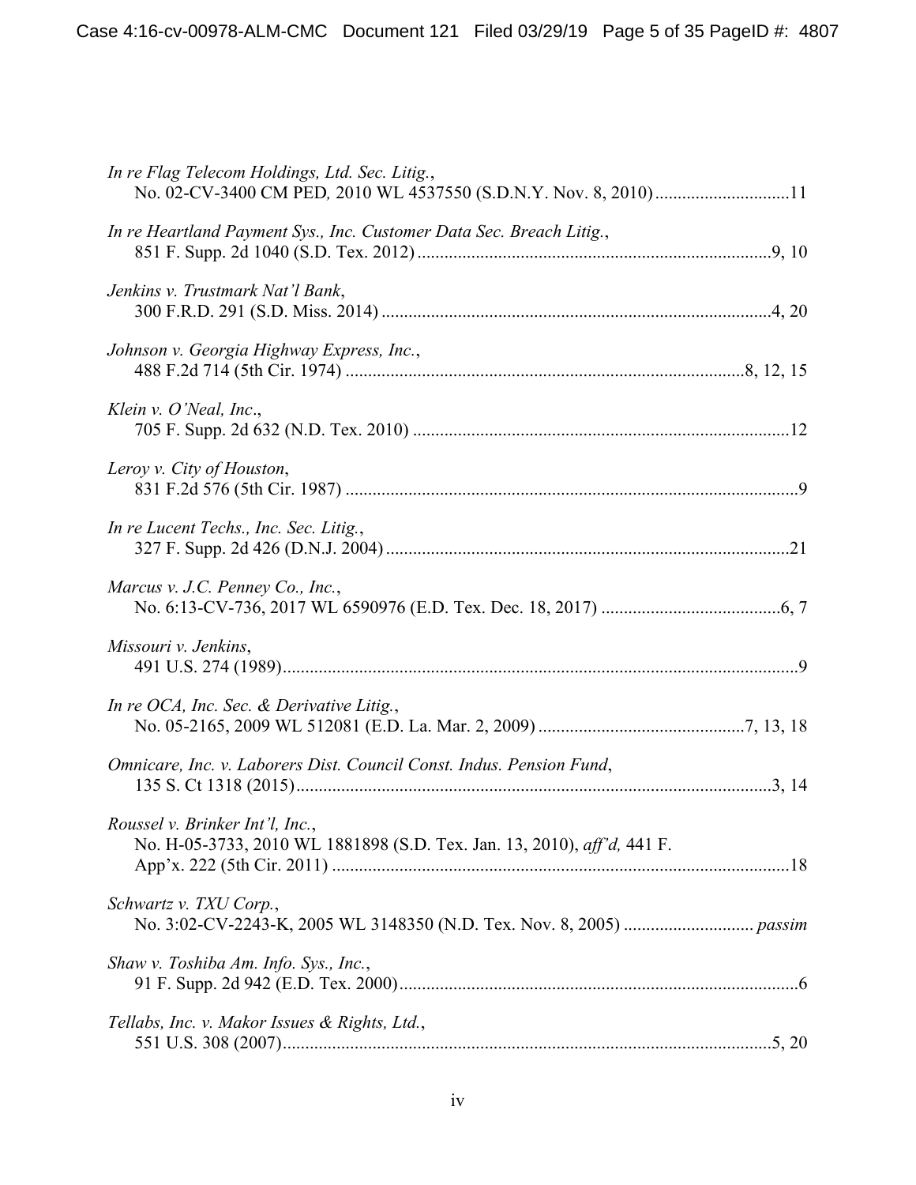*In re Flag Telecom Holdings, Ltd. Sec. Litig.*,
No. 02-CV-3400 CM PED, 2010 WL 4537550 (S.D.N.Y. Nov. 8, 2010) ............................11

*In re Heartland Payment Sys., Inc. Customer Data Sec. Breach Litig.*,
851 F. Supp. 2d 1040 (S.D. Tex. 2012) ............................9, 10

*Jenkins v. Trustmark Nat'l Bank*,
300 F.R.D. 291 (S.D. Miss. 2014) ............................4, 20

*Johnson v. Georgia Highway Express, Inc.*,
488 F.2d 714 (5th Cir. 1974) ............................8, 12, 15

*Klein v. O'Neal, Inc*.,
705 F. Supp. 2d 632 (N.D. Tex. 2010) ............................12

*Leroy v. City of Houston*,
831 F.2d 576 (5th Cir. 1987) ............................9

*In re Lucent Techs., Inc. Sec. Litig.*,
327 F. Supp. 2d 426 (D.N.J. 2004) ............................21

*Marcus v. J.C. Penney Co., Inc.*,
No. 6:13-CV-736, 2017 WL 6590976 (E.D. Tex. Dec. 18, 2017) ............................6, 7

*Missouri v. Jenkins*,
491 U.S. 274 (1989) ............................9

*In re OCA, Inc. Sec. & Derivative Litig.*,
No. 05-2165, 2009 WL 512081 (E.D. La. Mar. 2, 2009) ............................7, 13, 18

*Omnicare, Inc. v. Laborers Dist. Council Const. Indus. Pension Fund*,
135 S. Ct 1318 (2015) ............................3, 14

*Roussel v. Brinker Int'l, Inc.*,
No. H-05-3733, 2010 WL 1881898 (S.D. Tex. Jan. 13, 2010), *aff'd,* 441 F. App'x. 222 (5th Cir. 2011) ............................18

*Schwartz v. TXU Corp.*,
No. 3:02-CV-2243-K, 2005 WL 3148350 (N.D. Tex. Nov. 8, 2005) ............................ *passim*

*Shaw v. Toshiba Am. Info. Sys., Inc.*,
91 F. Supp. 2d 942 (E.D. Tex. 2000) ............................6

*Tellabs, Inc. v. Makor Issues & Rights, Ltd.*,
551 U.S. 308 (2007) ............................5, 20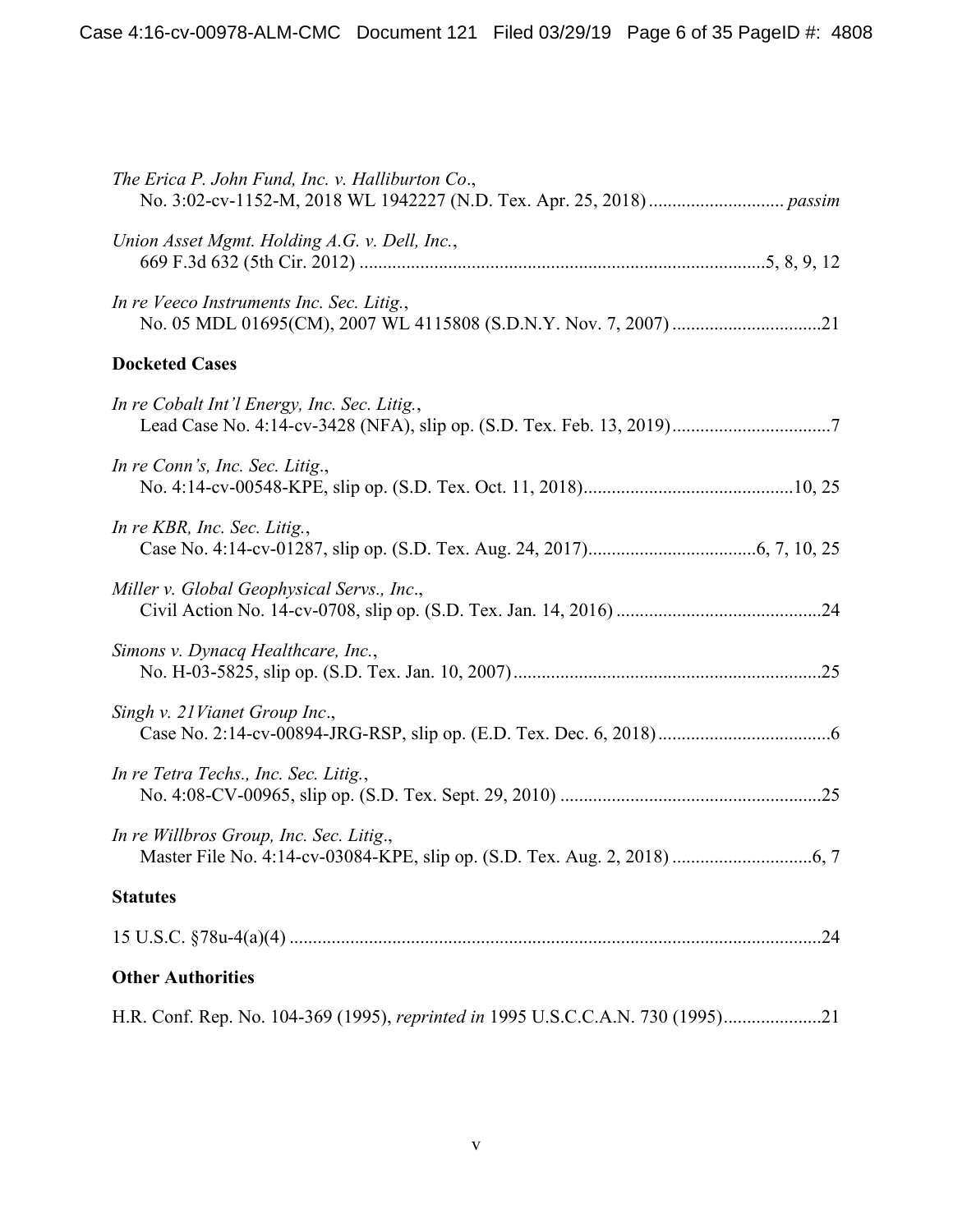*The Erica P. John Fund, Inc. v. Halliburton Co.*,
No. 3:02-cv-1152-M, 2018 WL 1942227 (N.D. Tex. Apr. 25, 2018) ............................ *passim*

*Union Asset Mgmt. Holding A.G. v. Dell, Inc.*,
669 F.3d 632 (5th Cir. 2012) ......................................................................................5, 8, 9, 12

*In re Veeco Instruments Inc. Sec. Litig.*,
No. 05 MDL 01695(CM), 2007 WL 4115808 (S.D.N.Y. Nov. 7, 2007) ...............................21

**Docketed Cases**

*In re Cobalt Int'l Energy, Inc. Sec. Litig.*,
Lead Case No. 4:14-cv-3428 (NFA), slip op. (S.D. Tex. Feb. 13, 2019)..................................7

*In re Conn's, Inc. Sec. Litig.*,
No. 4:14-cv-00548-KPE, slip op. (S.D. Tex. Oct. 11, 2018)............................................10, 25

*In re KBR, Inc. Sec. Litig.*,
Case No. 4:14-cv-01287, slip op. (S.D. Tex. Aug. 24, 2017)...................................6, 7, 10, 25

*Miller v. Global Geophysical Servs., Inc.*,
Civil Action No. 14-cv-0708, slip op. (S.D. Tex. Jan. 14, 2016) ............................................24

*Simons v. Dynacq Healthcare, Inc.*,
No. H-03-5825, slip op. (S.D. Tex. Jan. 10, 2007).................................................................25

*Singh v. 21Vianet Group Inc*.,
Case No. 2:14-cv-00894-JRG-RSP, slip op. (E.D. Tex. Dec. 6, 2018).....................................6

*In re Tetra Techs., Inc. Sec. Litig.*,
No. 4:08-CV-00965, slip op. (S.D. Tex. Sept. 29, 2010) ........................................................25

*In re Willbros Group, Inc. Sec. Litig*.,
Master File No. 4:14-cv-03084-KPE, slip op. (S.D. Tex. Aug. 2, 2018) .............................6, 7

**Statutes**

15 U.S.C. §78u-4(a)(4) .................................................................................................................24

**Other Authorities**

H.R. Conf. Rep. No. 104-369 (1995), *reprinted in* 1995 U.S.C.C.A.N. 730 (1995).....................21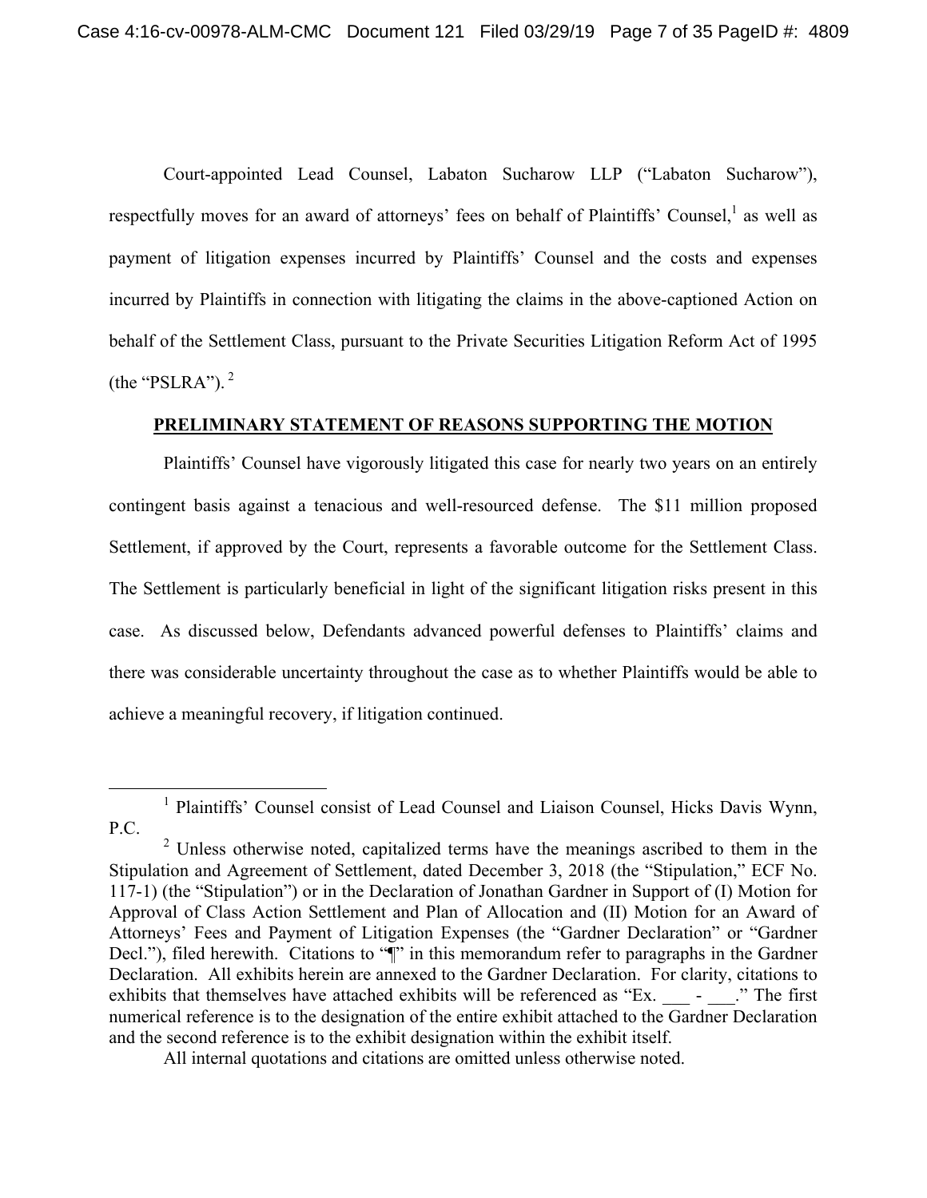Court-appointed Lead Counsel, Labaton Sucharow LLP ("Labaton Sucharow"), respectfully moves for an award of attorneys' fees on behalf of Plaintiffs' Counsel,[1] as well as payment of litigation expenses incurred by Plaintiffs' Counsel and the costs and expenses incurred by Plaintiffs in connection with litigating the claims in the above-captioned Action on behalf of the Settlement Class, pursuant to the Private Securities Litigation Reform Act of 1995 (the "PSLRA").[2]

**PRELIMINARY STATEMENT OF REASONS SUPPORTING THE MOTION**

Plaintiffs' Counsel have vigorously litigated this case for nearly two years on an entirely contingent basis against a tenacious and well-resourced defense. The $11 million proposed Settlement, if approved by the Court, represents a favorable outcome for the Settlement Class. The Settlement is particularly beneficial in light of the significant litigation risks present in this case. As discussed below, Defendants advanced powerful defenses to Plaintiffs' claims and there was considerable uncertainty throughout the case as to whether Plaintiffs would be able to achieve a meaningful recovery, if litigation continued.

---

[1] Plaintiffs' Counsel consist of Lead Counsel and Liaison Counsel, Hicks Davis Wynn, P.C.

[2] Unless otherwise noted, capitalized terms have the meanings ascribed to them in the Stipulation and Agreement of Settlement, dated December 3, 2018 (the "Stipulation," ECF No. 117-1) (the "Stipulation") or in the Declaration of Jonathan Gardner in Support of (I) Motion for Approval of Class Action Settlement and Plan of Allocation and (II) Motion for an Award of Attorneys' Fees and Payment of Litigation Expenses (the "Gardner Declaration" or "Gardner Decl."), filed herewith. Citations to "¶" in this memorandum refer to paragraphs in the Gardner Declaration. All exhibits herein are annexed to the Gardner Declaration. For clarity, citations to exhibits that themselves have attached exhibits will be referenced as "Ex. ___ - ___." The first numerical reference is to the designation of the entire exhibit attached to the Gardner Declaration and the second reference is to the exhibit designation within the exhibit itself.

All internal quotations and citations are omitted unless otherwise noted.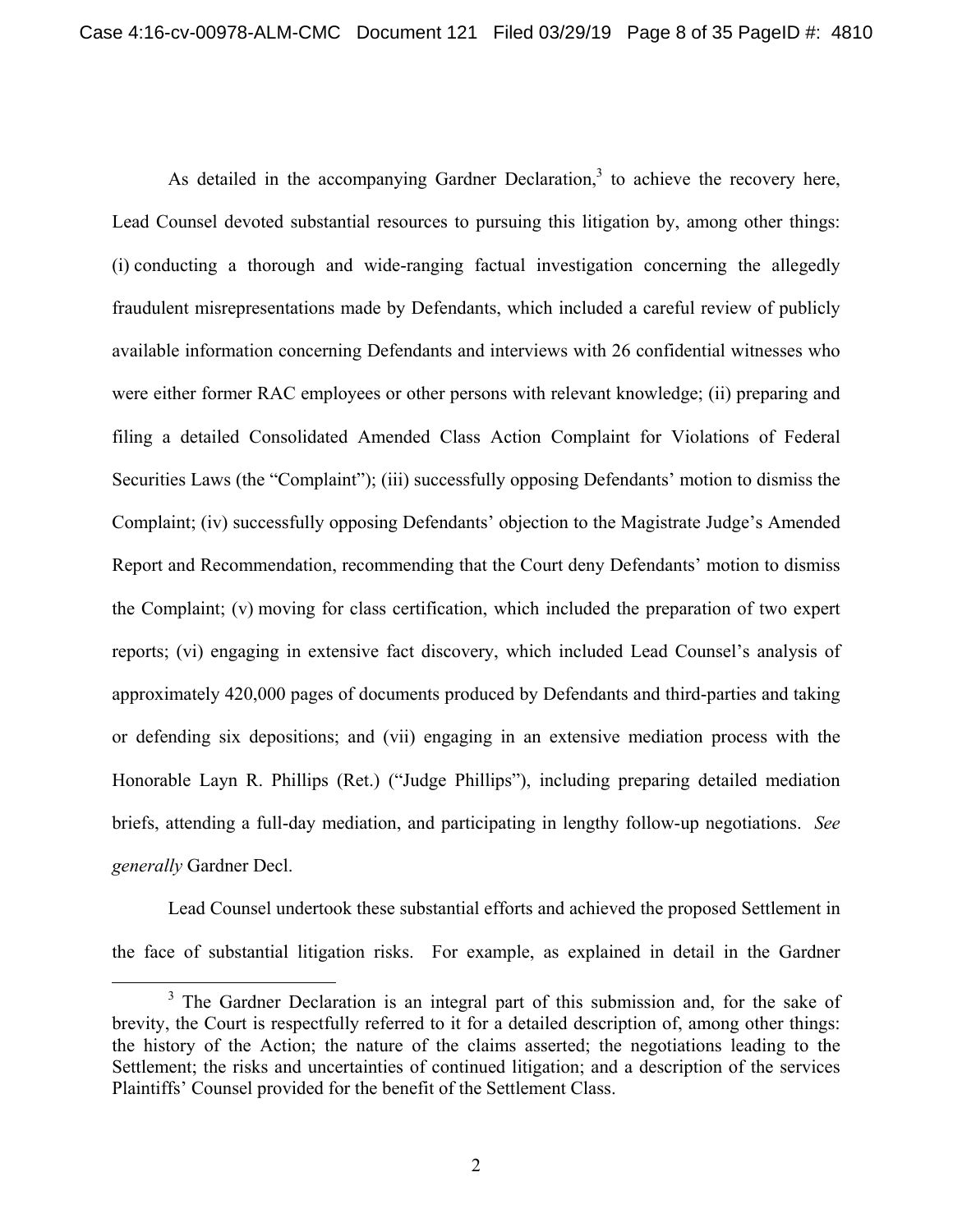As detailed in the accompanying Gardner Declaration,[3] to achieve the recovery here, Lead Counsel devoted substantial resources to pursuing this litigation by, among other things: (i) conducting a thorough and wide-ranging factual investigation concerning the allegedly fraudulent misrepresentations made by Defendants, which included a careful review of publicly available information concerning Defendants and interviews with 26 confidential witnesses who were either former RAC employees or other persons with relevant knowledge; (ii) preparing and filing a detailed Consolidated Amended Class Action Complaint for Violations of Federal Securities Laws (the "Complaint"); (iii) successfully opposing Defendants' motion to dismiss the Complaint; (iv) successfully opposing Defendants' objection to the Magistrate Judge's Amended Report and Recommendation, recommending that the Court deny Defendants' motion to dismiss the Complaint; (v) moving for class certification, which included the preparation of two expert reports; (vi) engaging in extensive fact discovery, which included Lead Counsel's analysis of approximately 420,000 pages of documents produced by Defendants and third-parties and taking or defending six depositions; and (vii) engaging in an extensive mediation process with the Honorable Layn R. Phillips (Ret.) ("Judge Phillips"), including preparing detailed mediation briefs, attending a full-day mediation, and participating in lengthy follow-up negotiations. *See generally* Gardner Decl.

Lead Counsel undertook these substantial efforts and achieved the proposed Settlement in the face of substantial litigation risks. For example, as explained in detail in the Gardner

[3] The Gardner Declaration is an integral part of this submission and, for the sake of brevity, the Court is respectfully referred to it for a detailed description of, among other things: the history of the Action; the nature of the claims asserted; the negotiations leading to the Settlement; the risks and uncertainties of continued litigation; and a description of the services Plaintiffs' Counsel provided for the benefit of the Settlement Class.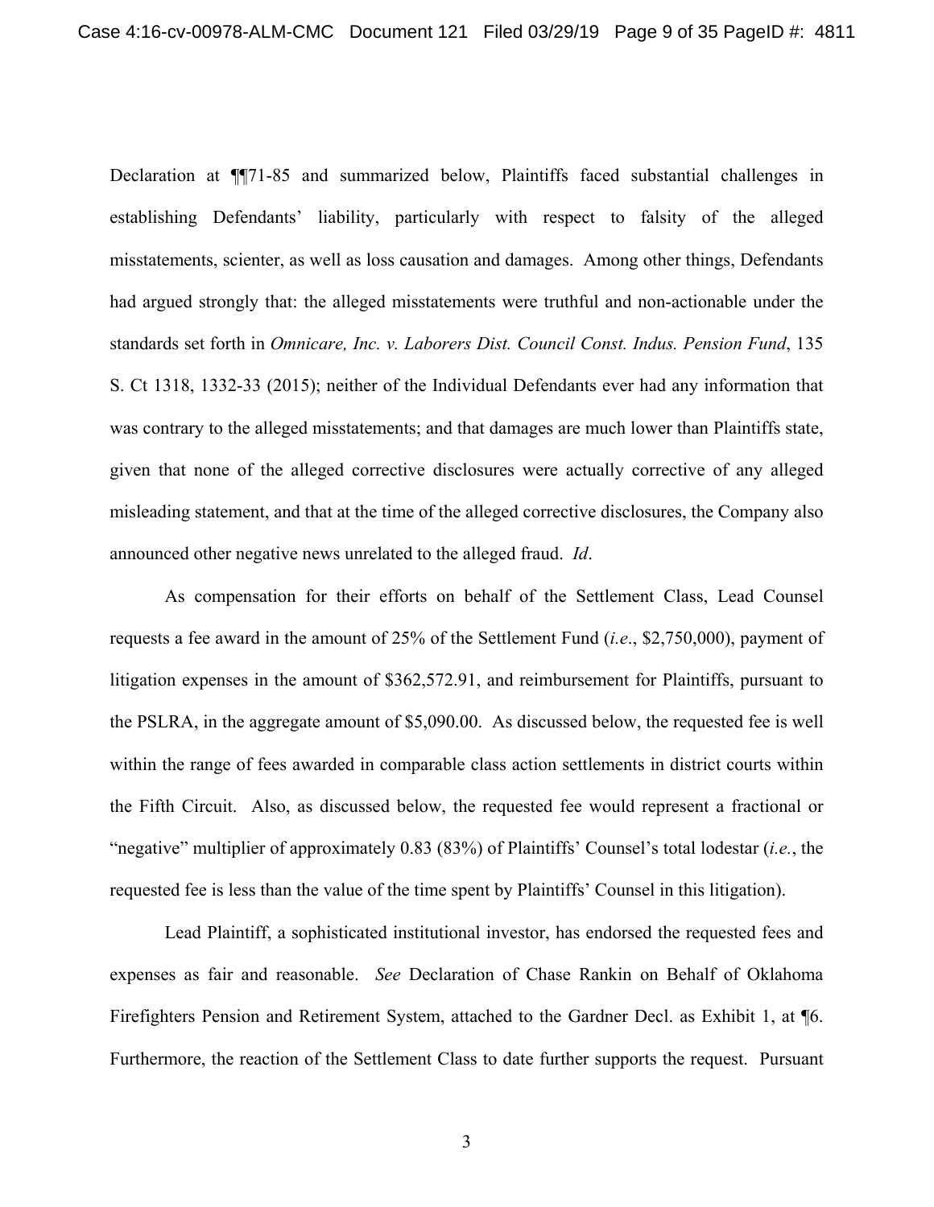Declaration at ¶¶71-85 and summarized below, Plaintiffs faced substantial challenges in establishing Defendants' liability, particularly with respect to falsity of the alleged misstatements, scienter, as well as loss causation and damages. Among other things, Defendants had argued strongly that: the alleged misstatements were truthful and non-actionable under the standards set forth in *Omnicare, Inc. v. Laborers Dist. Council Const. Indus. Pension Fund*, 135 S. Ct 1318, 1332-33 (2015); neither of the Individual Defendants ever had any information that was contrary to the alleged misstatements; and that damages are much lower than Plaintiffs state, given that none of the alleged corrective disclosures were actually corrective of any alleged misleading statement, and that at the time of the alleged corrective disclosures, the Company also announced other negative news unrelated to the alleged fraud. *Id*.

As compensation for their efforts on behalf of the Settlement Class, Lead Counsel requests a fee award in the amount of 25% of the Settlement Fund (*i.e*., $2,750,000), payment of litigation expenses in the amount of $362,572.91, and reimbursement for Plaintiffs, pursuant to the PSLRA, in the aggregate amount of $5,090.00. As discussed below, the requested fee is well within the range of fees awarded in comparable class action settlements in district courts within the Fifth Circuit. Also, as discussed below, the requested fee would represent a fractional or "negative" multiplier of approximately 0.83 (83%) of Plaintiffs' Counsel's total lodestar (*i.e.*, the requested fee is less than the value of the time spent by Plaintiffs' Counsel in this litigation).

Lead Plaintiff, a sophisticated institutional investor, has endorsed the requested fees and expenses as fair and reasonable. *See* Declaration of Chase Rankin on Behalf of Oklahoma Firefighters Pension and Retirement System, attached to the Gardner Decl. as Exhibit 1, at ¶6. Furthermore, the reaction of the Settlement Class to date further supports the request. Pursuant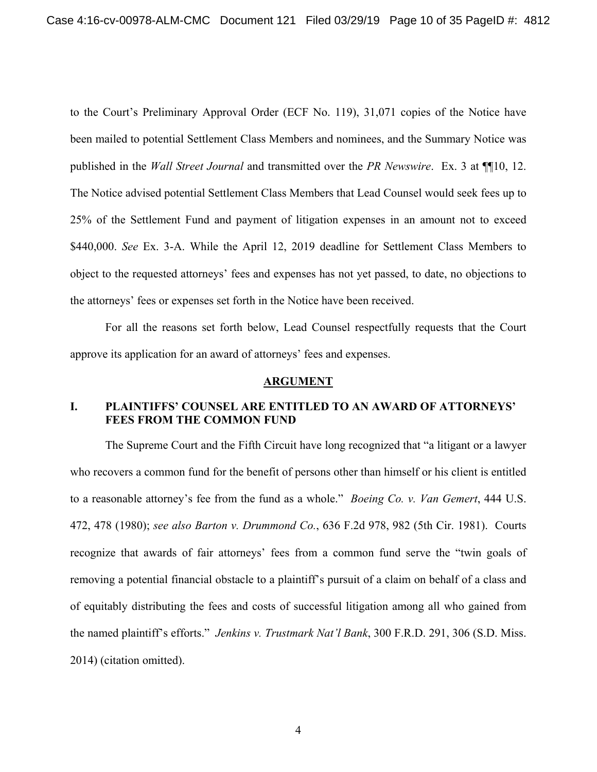to the Court's Preliminary Approval Order (ECF No. 119), 31,071 copies of the Notice have been mailed to potential Settlement Class Members and nominees, and the Summary Notice was published in the *Wall Street Journal* and transmitted over the *PR Newswire*. Ex. 3 at ¶¶10, 12. The Notice advised potential Settlement Class Members that Lead Counsel would seek fees up to 25% of the Settlement Fund and payment of litigation expenses in an amount not to exceed $440,000. *See* Ex. 3-A. While the April 12, 2019 deadline for Settlement Class Members to object to the requested attorneys' fees and expenses has not yet passed, to date, no objections to the attorneys' fees or expenses set forth in the Notice have been received.

For all the reasons set forth below, Lead Counsel respectfully requests that the Court approve its application for an award of attorneys' fees and expenses.

## ARGUMENT

### I. PLAINTIFFS' COUNSEL ARE ENTITLED TO AN AWARD OF ATTORNEYS' FEES FROM THE COMMON FUND

The Supreme Court and the Fifth Circuit have long recognized that "a litigant or a lawyer who recovers a common fund for the benefit of persons other than himself or his client is entitled to a reasonable attorney's fee from the fund as a whole." *Boeing Co. v. Van Gemert*, 444 U.S. 472, 478 (1980); *see also Barton v. Drummond Co.*, 636 F.2d 978, 982 (5th Cir. 1981). Courts recognize that awards of fair attorneys' fees from a common fund serve the "twin goals of removing a potential financial obstacle to a plaintiff's pursuit of a claim on behalf of a class and of equitably distributing the fees and costs of successful litigation among all who gained from the named plaintiff's efforts." *Jenkins v. Trustmark Nat'l Bank*, 300 F.R.D. 291, 306 (S.D. Miss. 2014) (citation omitted).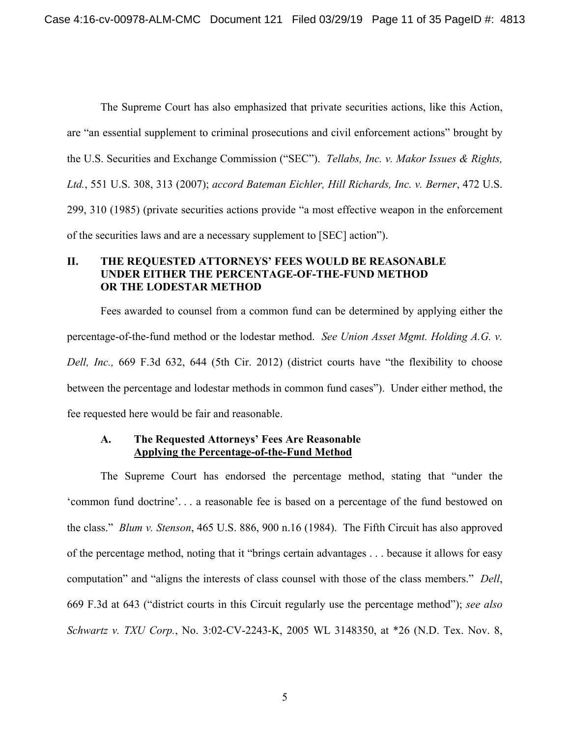The Supreme Court has also emphasized that private securities actions, like this Action, are "an essential supplement to criminal prosecutions and civil enforcement actions" brought by the U.S. Securities and Exchange Commission ("SEC"). *Tellabs, Inc. v. Makor Issues & Rights, Ltd.*, 551 U.S. 308, 313 (2007); *accord Bateman Eichler, Hill Richards, Inc. v. Berner*, 472 U.S. 299, 310 (1985) (private securities actions provide "a most effective weapon in the enforcement of the securities laws and are a necessary supplement to [SEC] action").

## II. THE REQUESTED ATTORNEYS' FEES WOULD BE REASONABLE UNDER EITHER THE PERCENTAGE-OF-THE-FUND METHOD OR THE LODESTAR METHOD

Fees awarded to counsel from a common fund can be determined by applying either the percentage-of-the-fund method or the lodestar method. *See Union Asset Mgmt. Holding A.G. v. Dell, Inc.,* 669 F.3d 632, 644 (5th Cir. 2012) (district courts have "the flexibility to choose between the percentage and lodestar methods in common fund cases"). Under either method, the fee requested here would be fair and reasonable.

### A. The Requested Attorneys' Fees Are Reasonable Applying the Percentage-of-the-Fund Method

The Supreme Court has endorsed the percentage method, stating that "under the 'common fund doctrine'. . . a reasonable fee is based on a percentage of the fund bestowed on the class." *Blum v. Stenson*, 465 U.S. 886, 900 n.16 (1984). The Fifth Circuit has also approved of the percentage method, noting that it "brings certain advantages . . . because it allows for easy computation" and "aligns the interests of class counsel with those of the class members." *Dell*, 669 F.3d at 643 ("district courts in this Circuit regularly use the percentage method"); *see also Schwartz v. TXU Corp.*, No. 3:02-CV-2243-K, 2005 WL 3148350, at *26 (N.D. Tex. Nov. 8,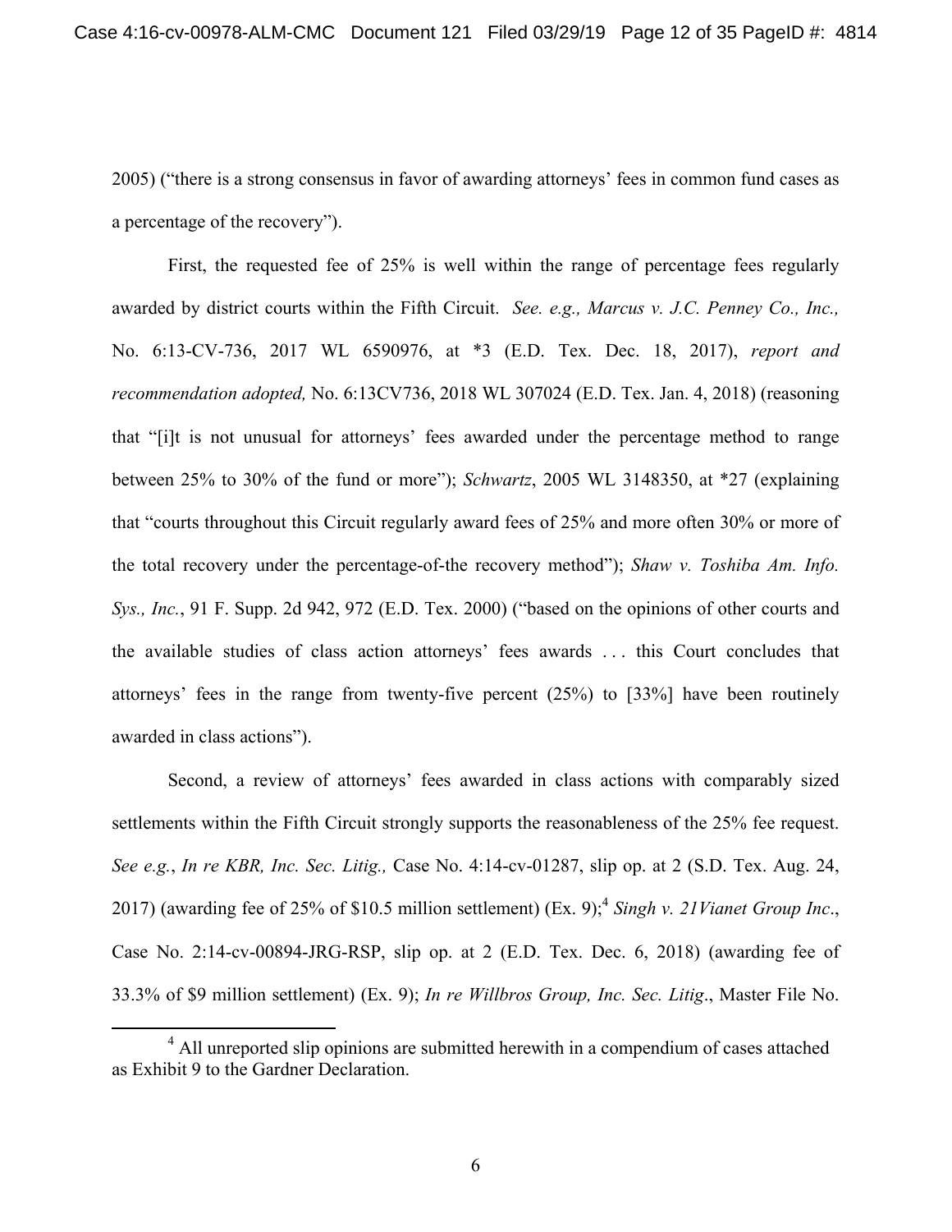2005) ("there is a strong consensus in favor of awarding attorneys' fees in common fund cases as a percentage of the recovery").

First, the requested fee of 25% is well within the range of percentage fees regularly awarded by district courts within the Fifth Circuit. *See. e.g., Marcus v. J.C. Penney Co., Inc.,* No. 6:13-CV-736, 2017 WL 6590976, at *3 (E.D. Tex. Dec. 18, 2017), *report and recommendation adopted,* No. 6:13CV736, 2018 WL 307024 (E.D. Tex. Jan. 4, 2018) (reasoning that "[i]t is not unusual for attorneys' fees awarded under the percentage method to range between 25% to 30% of the fund or more"); *Schwartz*, 2005 WL 3148350, at *27 (explaining that "courts throughout this Circuit regularly award fees of 25% and more often 30% or more of the total recovery under the percentage-of-the recovery method"); *Shaw v. Toshiba Am. Info. Sys., Inc.*, 91 F. Supp. 2d 942, 972 (E.D. Tex. 2000) ("based on the opinions of other courts and the available studies of class action attorneys' fees awards . . . this Court concludes that attorneys' fees in the range from twenty-five percent (25%) to [33%] have been routinely awarded in class actions").

Second, a review of attorneys' fees awarded in class actions with comparably sized settlements within the Fifth Circuit strongly supports the reasonableness of the 25% fee request. *See e.g.*, *In re KBR, Inc. Sec. Litig.,* Case No. 4:14-cv-01287, slip op. at 2 (S.D. Tex. Aug. 24, 2017) (awarding fee of 25% of $10.5 million settlement) (Ex. 9);[4] *Singh v. 21Vianet Group Inc*., Case No. 2:14-cv-00894-JRG-RSP, slip op. at 2 (E.D. Tex. Dec. 6, 2018) (awarding fee of 33.3% of $9 million settlement) (Ex. 9); *In re Willbros Group, Inc. Sec. Litig*., Master File No.

---

[4] All unreported slip opinions are submitted herewith in a compendium of cases attached as Exhibit 9 to the Gardner Declaration.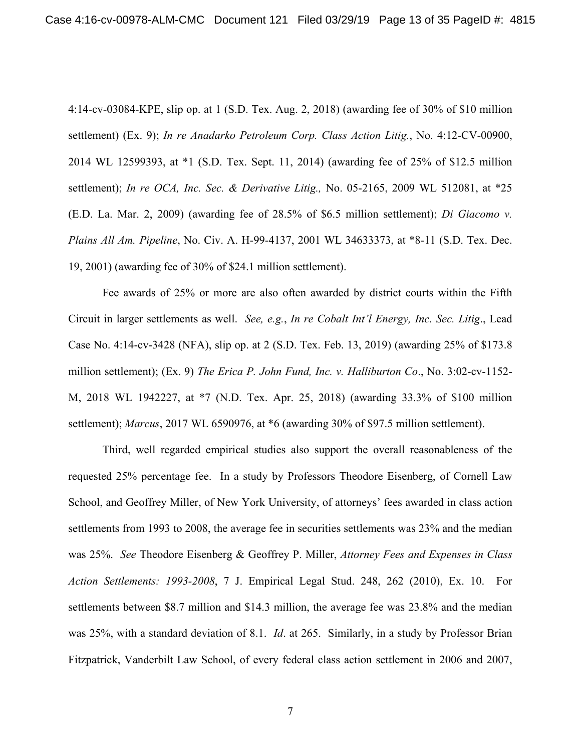4:14-cv-03084-KPE, slip op. at 1 (S.D. Tex. Aug. 2, 2018) (awarding fee of 30% of $10 million settlement) (Ex. 9); *In re Anadarko Petroleum Corp. Class Action Litig.*, No. 4:12-CV-00900, 2014 WL 12599393, at *1 (S.D. Tex. Sept. 11, 2014) (awarding fee of 25% of $12.5 million settlement); *In re OCA, Inc. Sec. & Derivative Litig.,* No. 05-2165, 2009 WL 512081, at *25 (E.D. La. Mar. 2, 2009) (awarding fee of 28.5% of $6.5 million settlement); *Di Giacomo v. Plains All Am. Pipeline*, No. Civ. A. H-99-4137, 2001 WL 34633373, at *8-11 (S.D. Tex. Dec. 19, 2001) (awarding fee of 30% of $24.1 million settlement).

Fee awards of 25% or more are also often awarded by district courts within the Fifth Circuit in larger settlements as well. *See, e.g.*, *In re Cobalt Int'l Energy, Inc. Sec. Litig*., Lead Case No. 4:14-cv-3428 (NFA), slip op. at 2 (S.D. Tex. Feb. 13, 2019) (awarding 25% of $173.8 million settlement); (Ex. 9) *The Erica P. John Fund, Inc. v. Halliburton Co*., No. 3:02-cv-1152-M, 2018 WL 1942227, at *7 (N.D. Tex. Apr. 25, 2018) (awarding 33.3% of $100 million settlement); *Marcus*, 2017 WL 6590976, at *6 (awarding 30% of $97.5 million settlement).

Third, well regarded empirical studies also support the overall reasonableness of the requested 25% percentage fee. In a study by Professors Theodore Eisenberg, of Cornell Law School, and Geoffrey Miller, of New York University, of attorneys' fees awarded in class action settlements from 1993 to 2008, the average fee in securities settlements was 23% and the median was 25%. *See* Theodore Eisenberg & Geoffrey P. Miller, *Attorney Fees and Expenses in Class Action Settlements: 1993-2008*, 7 J. Empirical Legal Stud. 248, 262 (2010), Ex. 10. For settlements between $8.7 million and $14.3 million, the average fee was 23.8% and the median was 25%, with a standard deviation of 8.1. *Id*. at 265. Similarly, in a study by Professor Brian Fitzpatrick, Vanderbilt Law School, of every federal class action settlement in 2006 and 2007,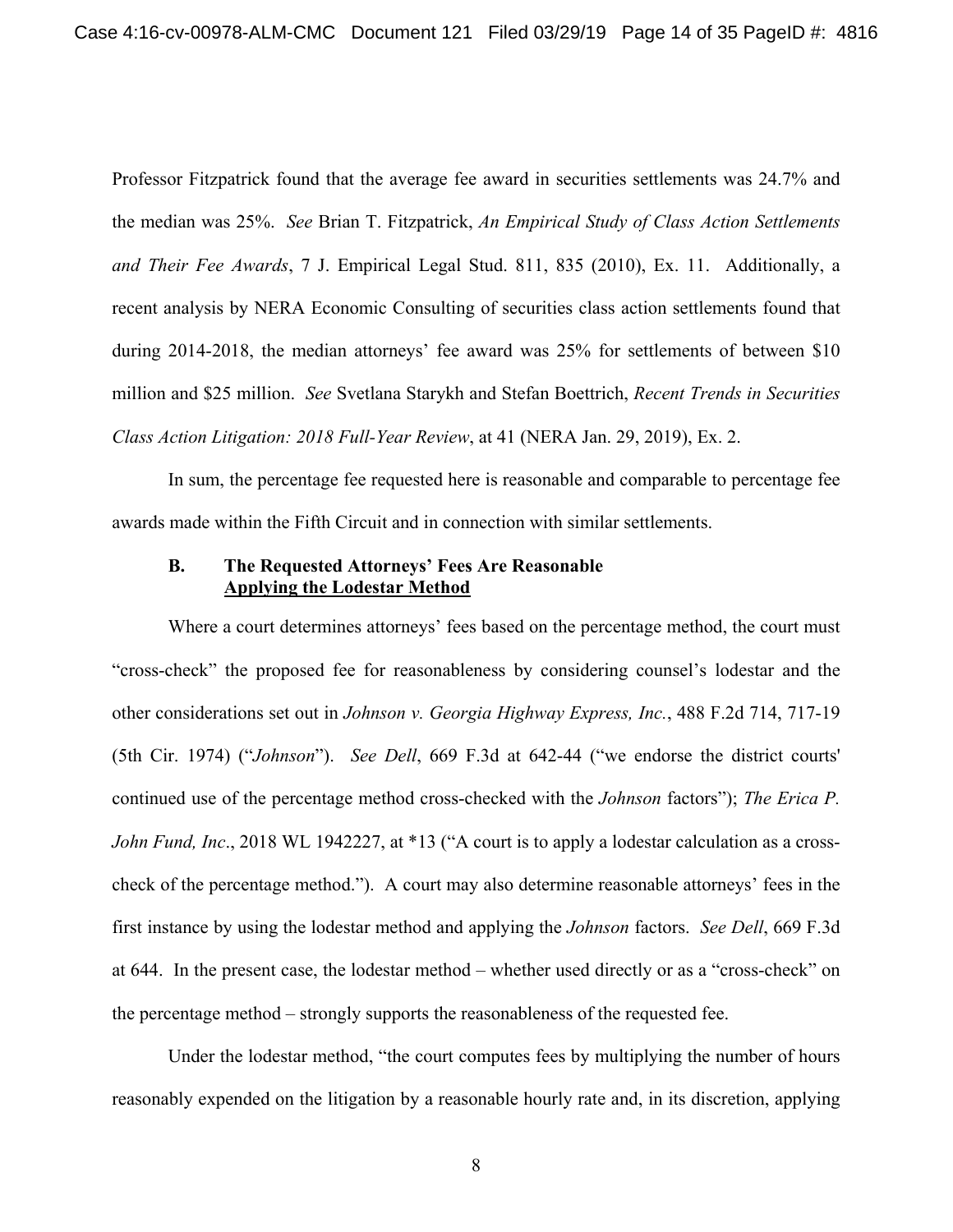Professor Fitzpatrick found that the average fee award in securities settlements was 24.7% and the median was 25%. *See* Brian T. Fitzpatrick, *An Empirical Study of Class Action Settlements and Their Fee Awards*, 7 J. Empirical Legal Stud. 811, 835 (2010), Ex. 11. Additionally, a recent analysis by NERA Economic Consulting of securities class action settlements found that during 2014-2018, the median attorneys' fee award was 25% for settlements of between $10 million and $25 million. *See* Svetlana Starykh and Stefan Boettrich, *Recent Trends in Securities Class Action Litigation: 2018 Full-Year Review*, at 41 (NERA Jan. 29, 2019), Ex. 2.

In sum, the percentage fee requested here is reasonable and comparable to percentage fee awards made within the Fifth Circuit and in connection with similar settlements.

### B. The Requested Attorneys' Fees Are Reasonable Applying the Lodestar Method

Where a court determines attorneys' fees based on the percentage method, the court must "cross-check" the proposed fee for reasonableness by considering counsel's lodestar and the other considerations set out in *Johnson v. Georgia Highway Express, Inc.*, 488 F.2d 714, 717-19 (5th Cir. 1974) ("*Johnson*"). *See Dell*, 669 F.3d at 642-44 ("we endorse the district courts' continued use of the percentage method cross-checked with the *Johnson* factors"); *The Erica P. John Fund, Inc*., 2018 WL 1942227, at *13 ("A court is to apply a lodestar calculation as a cross-check of the percentage method."). A court may also determine reasonable attorneys' fees in the first instance by using the lodestar method and applying the *Johnson* factors. *See Dell*, 669 F.3d at 644. In the present case, the lodestar method – whether used directly or as a "cross-check" on the percentage method – strongly supports the reasonableness of the requested fee.

Under the lodestar method, "the court computes fees by multiplying the number of hours reasonably expended on the litigation by a reasonable hourly rate and, in its discretion, applying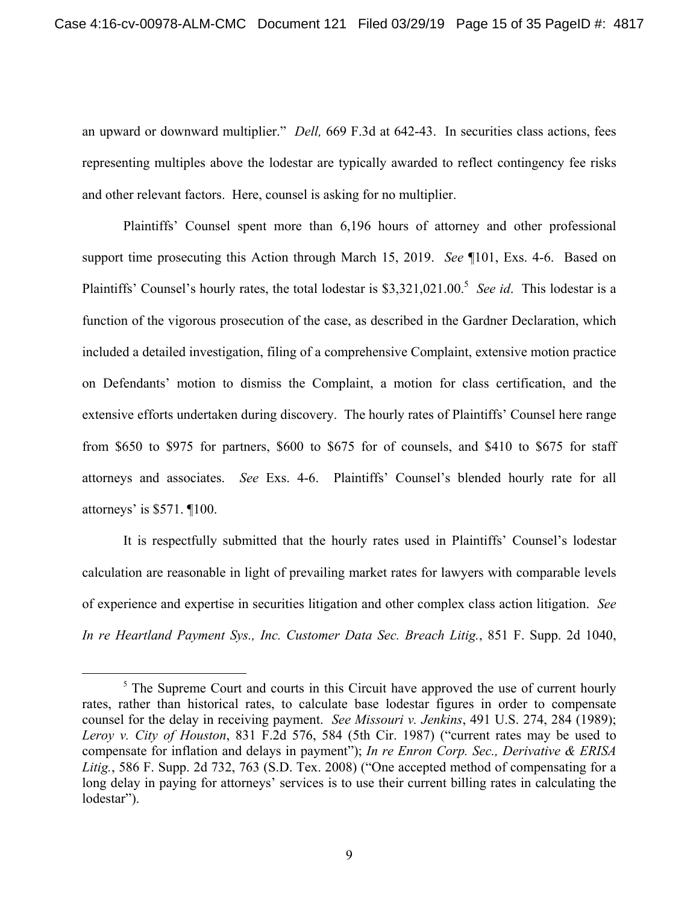an upward or downward multiplier." *Dell,* 669 F.3d at 642-43. In securities class actions, fees representing multiples above the lodestar are typically awarded to reflect contingency fee risks and other relevant factors. Here, counsel is asking for no multiplier.

Plaintiffs' Counsel spent more than 6,196 hours of attorney and other professional support time prosecuting this Action through March 15, 2019. *See* ¶101, Exs. 4-6. Based on Plaintiffs' Counsel's hourly rates, the total lodestar is $3,321,021.00.[5] *See id*. This lodestar is a function of the vigorous prosecution of the case, as described in the Gardner Declaration, which included a detailed investigation, filing of a comprehensive Complaint, extensive motion practice on Defendants' motion to dismiss the Complaint, a motion for class certification, and the extensive efforts undertaken during discovery. The hourly rates of Plaintiffs' Counsel here range from $650 to $975 for partners, $600 to $675 for of counsels, and $410 to $675 for staff attorneys and associates. *See* Exs. 4-6. Plaintiffs' Counsel's blended hourly rate for all attorneys' is $571. ¶100.

It is respectfully submitted that the hourly rates used in Plaintiffs' Counsel's lodestar calculation are reasonable in light of prevailing market rates for lawyers with comparable levels of experience and expertise in securities litigation and other complex class action litigation. *See In re Heartland Payment Sys., Inc. Customer Data Sec. Breach Litig.*, 851 F. Supp. 2d 1040,

[5] The Supreme Court and courts in this Circuit have approved the use of current hourly rates, rather than historical rates, to calculate base lodestar figures in order to compensate counsel for the delay in receiving payment. *See Missouri v. Jenkins*, 491 U.S. 274, 284 (1989); *Leroy v. City of Houston*, 831 F.2d 576, 584 (5th Cir. 1987) ("current rates may be used to compensate for inflation and delays in payment"); *In re Enron Corp. Sec., Derivative & ERISA Litig.*, 586 F. Supp. 2d 732, 763 (S.D. Tex. 2008) ("One accepted method of compensating for a long delay in paying for attorneys' services is to use their current billing rates in calculating the lodestar").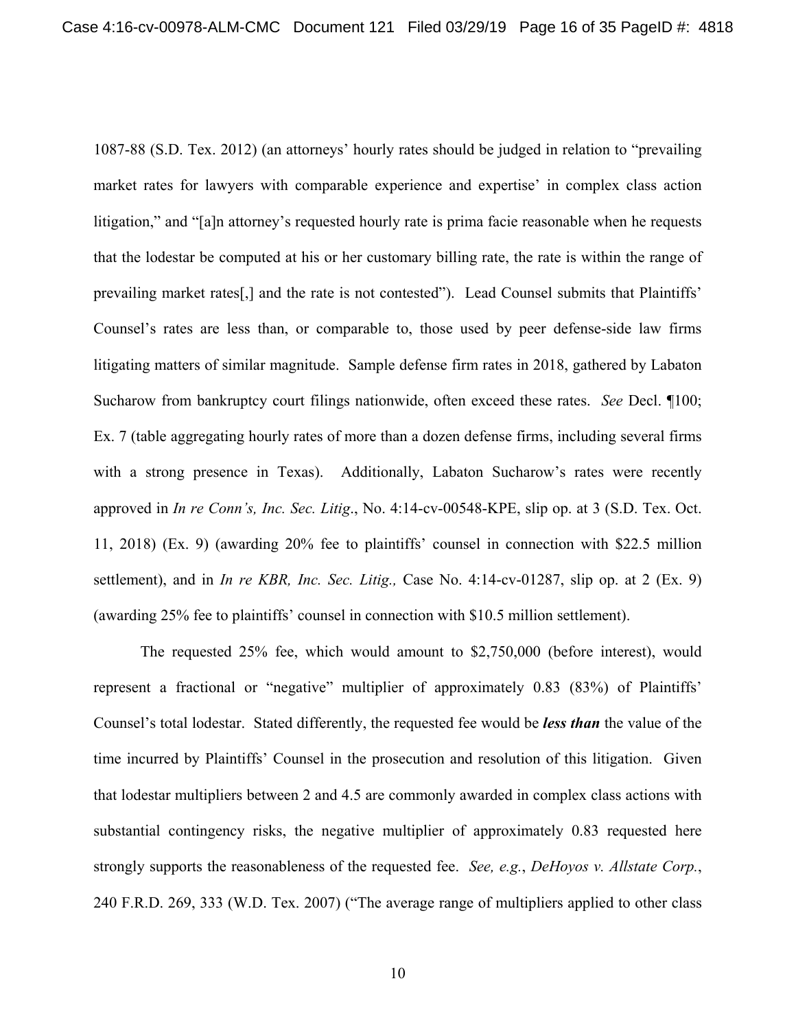1087-88 (S.D. Tex. 2012) (an attorneys' hourly rates should be judged in relation to "prevailing market rates for lawyers with comparable experience and expertise' in complex class action litigation," and "[a]n attorney's requested hourly rate is prima facie reasonable when he requests that the lodestar be computed at his or her customary billing rate, the rate is within the range of prevailing market rates[,] and the rate is not contested"). Lead Counsel submits that Plaintiffs' Counsel's rates are less than, or comparable to, those used by peer defense-side law firms litigating matters of similar magnitude. Sample defense firm rates in 2018, gathered by Labaton Sucharow from bankruptcy court filings nationwide, often exceed these rates. *See* Decl. ¶100; Ex. 7 (table aggregating hourly rates of more than a dozen defense firms, including several firms with a strong presence in Texas). Additionally, Labaton Sucharow's rates were recently approved in *In re Conn's, Inc. Sec. Litig*., No. 4:14-cv-00548-KPE, slip op. at 3 (S.D. Tex. Oct. 11, 2018) (Ex. 9) (awarding 20% fee to plaintiffs' counsel in connection with $22.5 million settlement), and in *In re KBR, Inc. Sec. Litig.,* Case No. 4:14-cv-01287, slip op. at 2 (Ex. 9) (awarding 25% fee to plaintiffs' counsel in connection with $10.5 million settlement).

The requested 25% fee, which would amount to $2,750,000 (before interest), would represent a fractional or "negative" multiplier of approximately 0.83 (83%) of Plaintiffs' Counsel's total lodestar. Stated differently, the requested fee would be ***less than*** the value of the time incurred by Plaintiffs' Counsel in the prosecution and resolution of this litigation. Given that lodestar multipliers between 2 and 4.5 are commonly awarded in complex class actions with substantial contingency risks, the negative multiplier of approximately 0.83 requested here strongly supports the reasonableness of the requested fee. *See, e.g.*, *DeHoyos v. Allstate Corp.*, 240 F.R.D. 269, 333 (W.D. Tex. 2007) ("The average range of multipliers applied to other class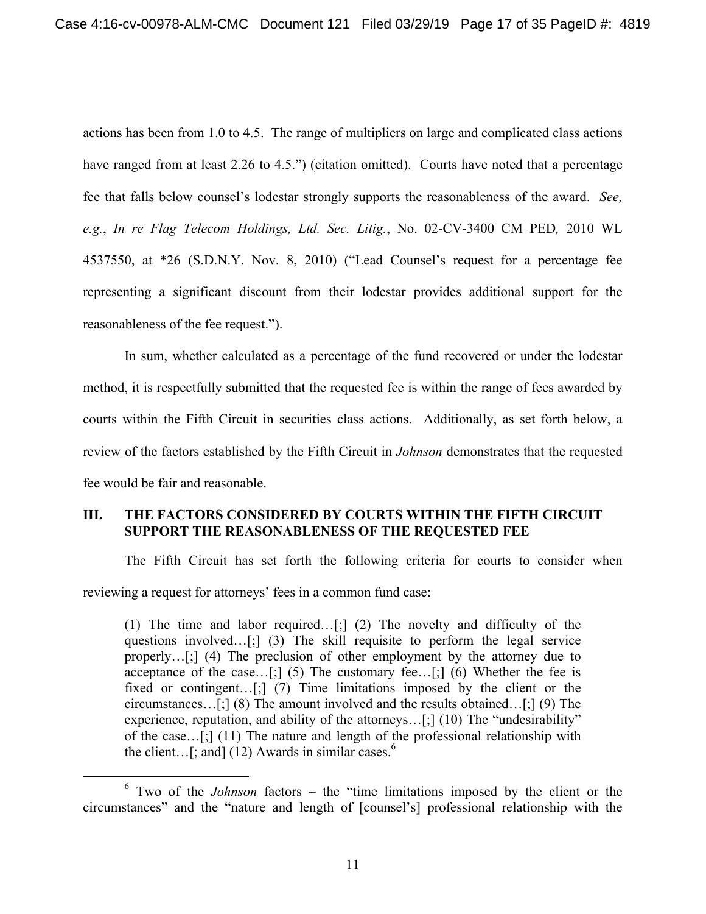actions has been from 1.0 to 4.5. The range of multipliers on large and complicated class actions have ranged from at least 2.26 to 4.5.") (citation omitted). Courts have noted that a percentage fee that falls below counsel's lodestar strongly supports the reasonableness of the award. *See, e.g.*, *In re Flag Telecom Holdings, Ltd. Sec. Litig.*, No. 02-CV-3400 CM PED*,* 2010 WL 4537550, at *26 (S.D.N.Y. Nov. 8, 2010) ("Lead Counsel's request for a percentage fee representing a significant discount from their lodestar provides additional support for the reasonableness of the fee request.").

In sum, whether calculated as a percentage of the fund recovered or under the lodestar method, it is respectfully submitted that the requested fee is within the range of fees awarded by courts within the Fifth Circuit in securities class actions. Additionally, as set forth below, a review of the factors established by the Fifth Circuit in *Johnson* demonstrates that the requested fee would be fair and reasonable.

## III. THE FACTORS CONSIDERED BY COURTS WITHIN THE FIFTH CIRCUIT SUPPORT THE REASONABLENESS OF THE REQUESTED FEE

The Fifth Circuit has set forth the following criteria for courts to consider when reviewing a request for attorneys' fees in a common fund case:

> (1) The time and labor required…[;] (2) The novelty and difficulty of the questions involved…[;] (3) The skill requisite to perform the legal service properly…[;] (4) The preclusion of other employment by the attorney due to acceptance of the case…[;] (5) The customary fee…[;] (6) Whether the fee is fixed or contingent…[;] (7) Time limitations imposed by the client or the circumstances…[;] (8) The amount involved and the results obtained…[;] (9) The experience, reputation, and ability of the attorneys…[;] (10) The "undesirability" of the case…[;] (11) The nature and length of the professional relationship with the client…[; and] (12) Awards in similar cases.[6]

[6] Two of the *Johnson* factors – the "time limitations imposed by the client or the circumstances" and the "nature and length of [counsel's] professional relationship with the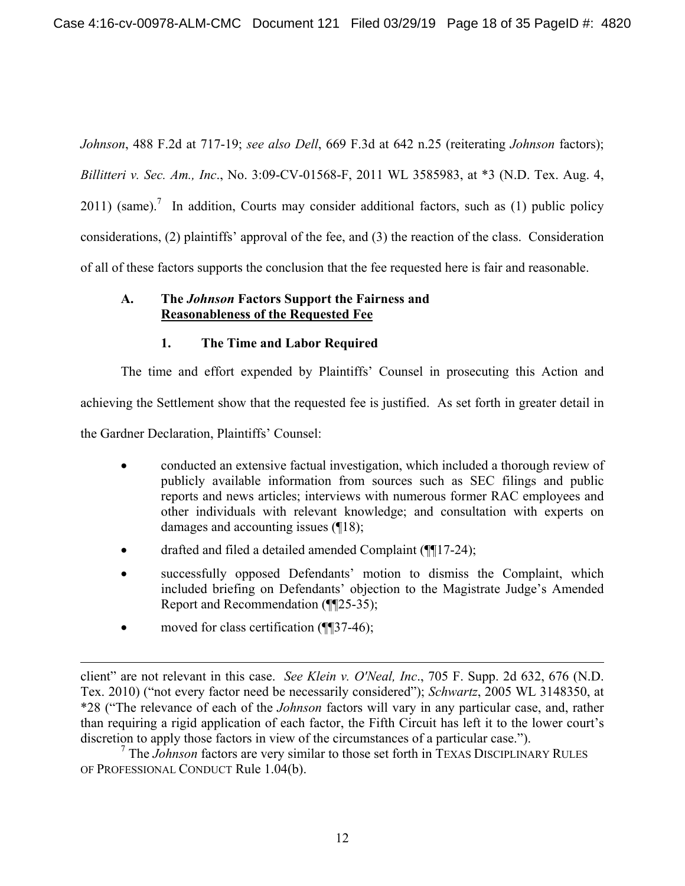*Johnson*, 488 F.2d at 717-19; *see also Dell*, 669 F.3d at 642 n.25 (reiterating *Johnson* factors); *Billitteri v. Sec. Am., Inc*., No. 3:09-CV-01568-F, 2011 WL 3585983, at *3 (N.D. Tex. Aug. 4, 2011) (same).[7] In addition, Courts may consider additional factors, such as (1) public policy considerations, (2) plaintiffs' approval of the fee, and (3) the reaction of the class. Consideration of all of these factors supports the conclusion that the fee requested here is fair and reasonable.

### A. The *Johnson* Factors Support the Fairness and Reasonableness of the Requested Fee

#### 1. The Time and Labor Required

The time and effort expended by Plaintiffs' Counsel in prosecuting this Action and achieving the Settlement show that the requested fee is justified. As set forth in greater detail in the Gardner Declaration, Plaintiffs' Counsel:

- conducted an extensive factual investigation, which included a thorough review of publicly available information from sources such as SEC filings and public reports and news articles; interviews with numerous former RAC employees and other individuals with relevant knowledge; and consultation with experts on damages and accounting issues (¶18);
- drafted and filed a detailed amended Complaint (¶¶17-24);
- successfully opposed Defendants' motion to dismiss the Complaint, which included briefing on Defendants' objection to the Magistrate Judge's Amended Report and Recommendation (¶¶25-35);
- moved for class certification (¶¶37-46);

---

client" are not relevant in this case. *See Klein v. O'Neal, Inc*., 705 F. Supp. 2d 632, 676 (N.D. Tex. 2010) ("not every factor need be necessarily considered"); *Schwartz*, 2005 WL 3148350, at *28 ("The relevance of each of the *Johnson* factors will vary in any particular case, and, rather than requiring a rigid application of each factor, the Fifth Circuit has left it to the lower court's discretion to apply those factors in view of the circumstances of a particular case.").

[7] The *Johnson* factors are very similar to those set forth in TEXAS DISCIPLINARY RULES OF PROFESSIONAL CONDUCT Rule 1.04(b).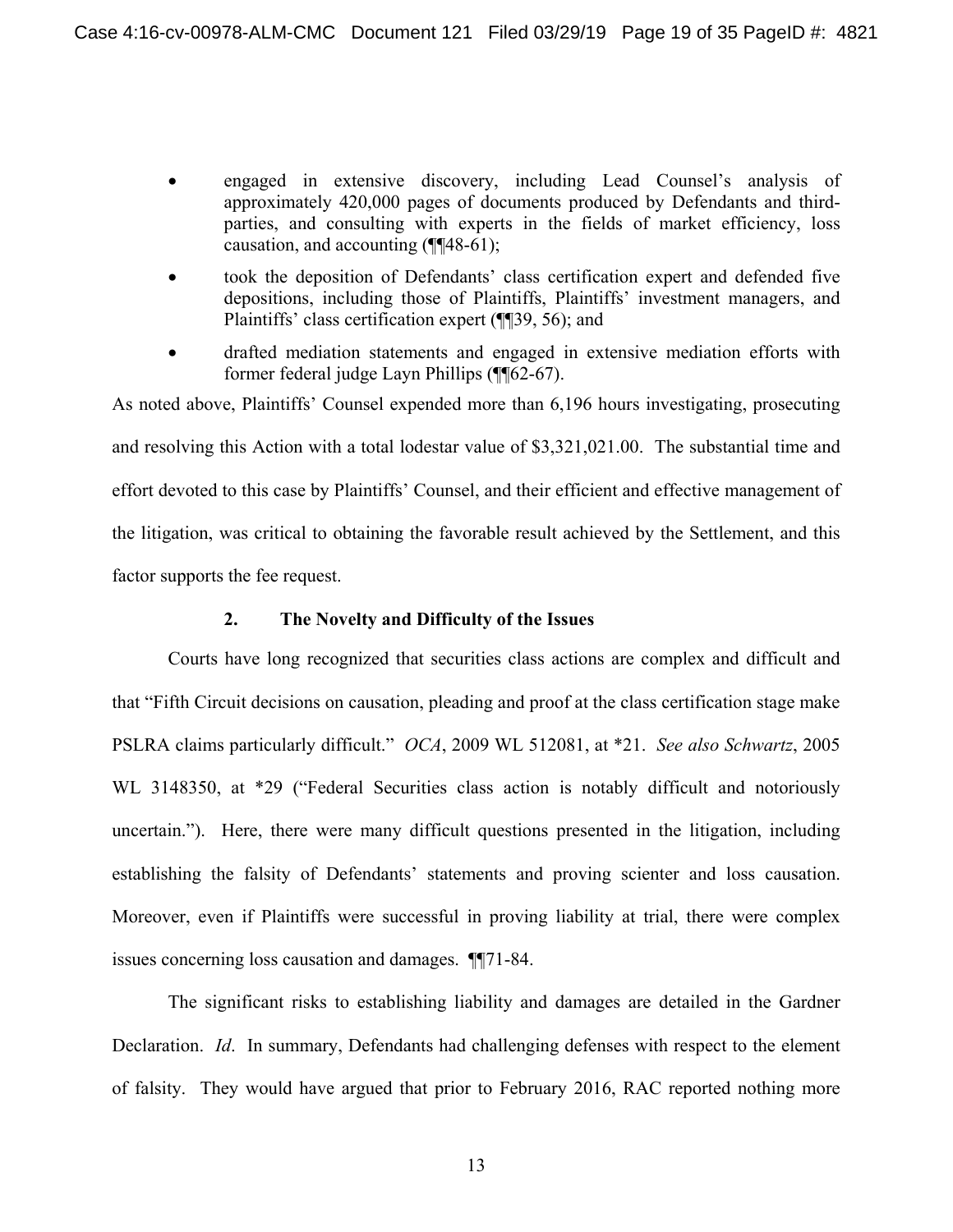- engaged in extensive discovery, including Lead Counsel's analysis of approximately 420,000 pages of documents produced by Defendants and third-parties, and consulting with experts in the fields of market efficiency, loss causation, and accounting (¶¶48-61);
- took the deposition of Defendants' class certification expert and defended five depositions, including those of Plaintiffs, Plaintiffs' investment managers, and Plaintiffs' class certification expert (¶¶39, 56); and
- drafted mediation statements and engaged in extensive mediation efforts with former federal judge Layn Phillips (¶¶62-67).

As noted above, Plaintiffs' Counsel expended more than 6,196 hours investigating, prosecuting and resolving this Action with a total lodestar value of $3,321,021.00. The substantial time and effort devoted to this case by Plaintiffs' Counsel, and their efficient and effective management of the litigation, was critical to obtaining the favorable result achieved by the Settlement, and this factor supports the fee request.

### 2. The Novelty and Difficulty of the Issues

Courts have long recognized that securities class actions are complex and difficult and that "Fifth Circuit decisions on causation, pleading and proof at the class certification stage make PSLRA claims particularly difficult." *OCA*, 2009 WL 512081, at *21. *See also Schwartz*, 2005 WL 3148350, at *29 ("Federal Securities class action is notably difficult and notoriously uncertain."). Here, there were many difficult questions presented in the litigation, including establishing the falsity of Defendants' statements and proving scienter and loss causation. Moreover, even if Plaintiffs were successful in proving liability at trial, there were complex issues concerning loss causation and damages. ¶¶71-84.

The significant risks to establishing liability and damages are detailed in the Gardner Declaration. *Id*. In summary, Defendants had challenging defenses with respect to the element of falsity. They would have argued that prior to February 2016, RAC reported nothing more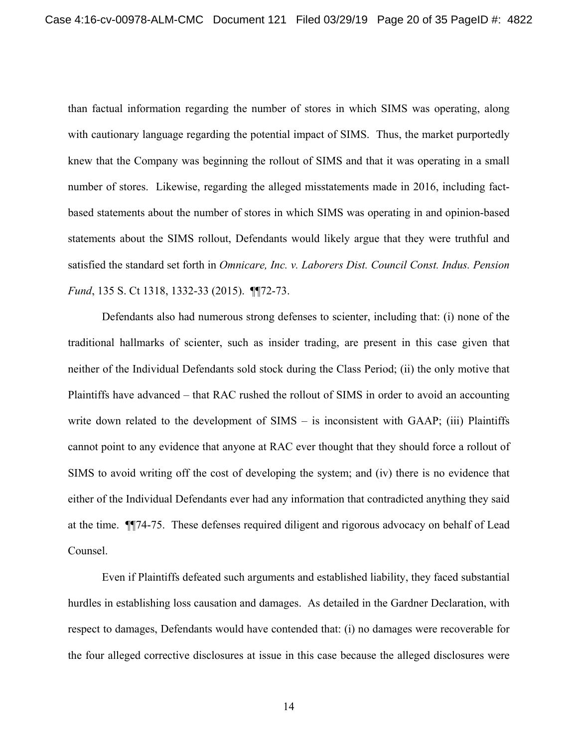than factual information regarding the number of stores in which SIMS was operating, along with cautionary language regarding the potential impact of SIMS. Thus, the market purportedly knew that the Company was beginning the rollout of SIMS and that it was operating in a small number of stores. Likewise, regarding the alleged misstatements made in 2016, including fact-based statements about the number of stores in which SIMS was operating in and opinion-based statements about the SIMS rollout, Defendants would likely argue that they were truthful and satisfied the standard set forth in *Omnicare, Inc. v. Laborers Dist. Council Const. Indus. Pension Fund*, 135 S. Ct 1318, 1332-33 (2015). ¶¶72-73.

Defendants also had numerous strong defenses to scienter, including that: (i) none of the traditional hallmarks of scienter, such as insider trading, are present in this case given that neither of the Individual Defendants sold stock during the Class Period; (ii) the only motive that Plaintiffs have advanced – that RAC rushed the rollout of SIMS in order to avoid an accounting write down related to the development of SIMS – is inconsistent with GAAP; (iii) Plaintiffs cannot point to any evidence that anyone at RAC ever thought that they should force a rollout of SIMS to avoid writing off the cost of developing the system; and (iv) there is no evidence that either of the Individual Defendants ever had any information that contradicted anything they said at the time. ¶¶74-75. These defenses required diligent and rigorous advocacy on behalf of Lead Counsel.

Even if Plaintiffs defeated such arguments and established liability, they faced substantial hurdles in establishing loss causation and damages. As detailed in the Gardner Declaration, with respect to damages, Defendants would have contended that: (i) no damages were recoverable for the four alleged corrective disclosures at issue in this case because the alleged disclosures were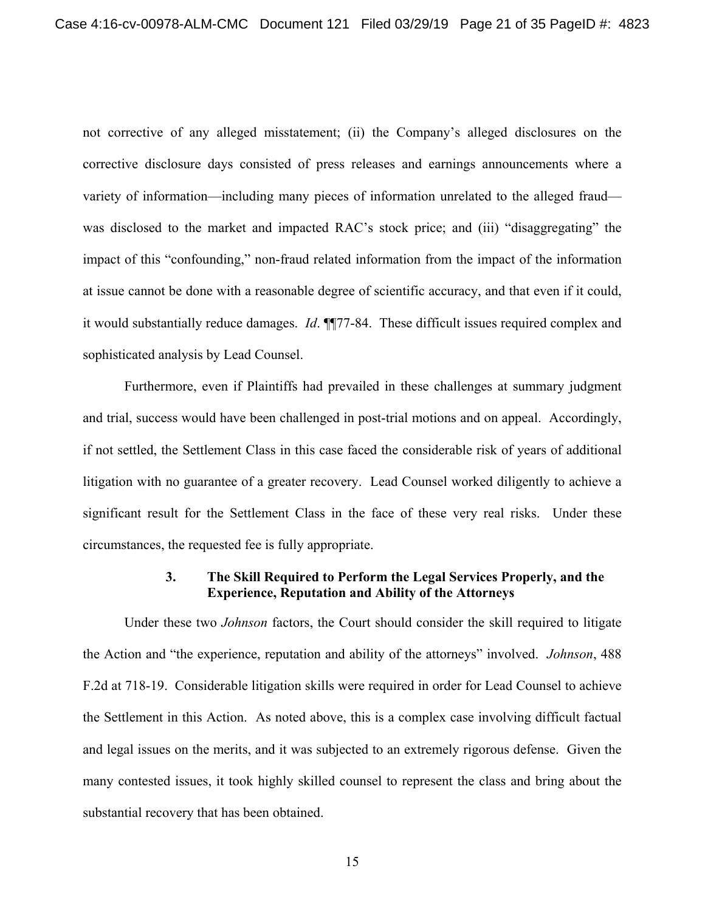not corrective of any alleged misstatement; (ii) the Company's alleged disclosures on the corrective disclosure days consisted of press releases and earnings announcements where a variety of information—including many pieces of information unrelated to the alleged fraud—was disclosed to the market and impacted RAC's stock price; and (iii) "disaggregating" the impact of this "confounding," non-fraud related information from the impact of the information at issue cannot be done with a reasonable degree of scientific accuracy, and that even if it could, it would substantially reduce damages. *Id*. ¶¶77-84. These difficult issues required complex and sophisticated analysis by Lead Counsel.

Furthermore, even if Plaintiffs had prevailed in these challenges at summary judgment and trial, success would have been challenged in post-trial motions and on appeal. Accordingly, if not settled, the Settlement Class in this case faced the considerable risk of years of additional litigation with no guarantee of a greater recovery. Lead Counsel worked diligently to achieve a significant result for the Settlement Class in the face of these very real risks. Under these circumstances, the requested fee is fully appropriate.

### 3. The Skill Required to Perform the Legal Services Properly, and the Experience, Reputation and Ability of the Attorneys

Under these two *Johnson* factors, the Court should consider the skill required to litigate the Action and "the experience, reputation and ability of the attorneys" involved. *Johnson*, 488 F.2d at 718-19. Considerable litigation skills were required in order for Lead Counsel to achieve the Settlement in this Action. As noted above, this is a complex case involving difficult factual and legal issues on the merits, and it was subjected to an extremely rigorous defense. Given the many contested issues, it took highly skilled counsel to represent the class and bring about the substantial recovery that has been obtained.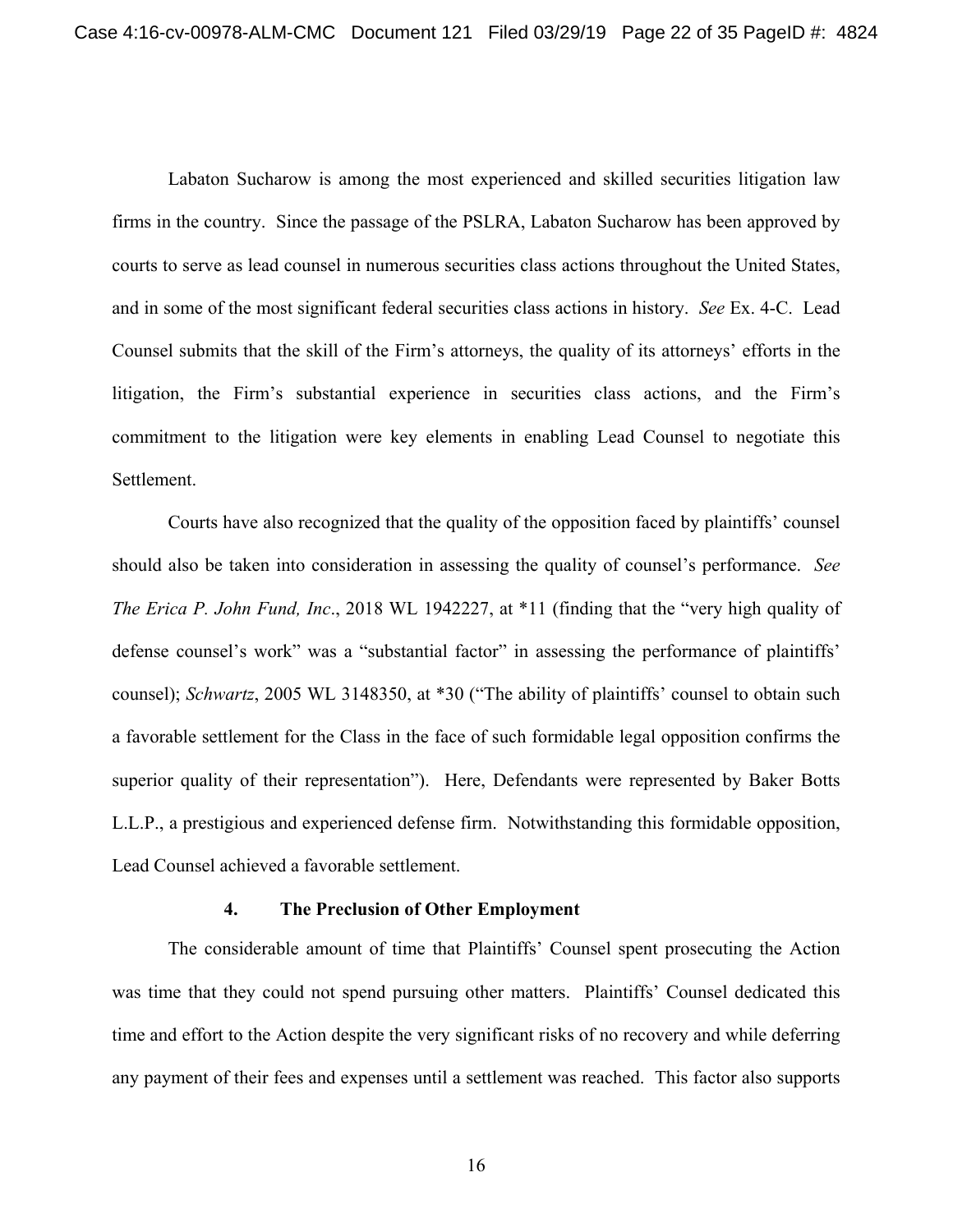Labaton Sucharow is among the most experienced and skilled securities litigation law firms in the country. Since the passage of the PSLRA, Labaton Sucharow has been approved by courts to serve as lead counsel in numerous securities class actions throughout the United States, and in some of the most significant federal securities class actions in history. *See* Ex. 4-C. Lead Counsel submits that the skill of the Firm's attorneys, the quality of its attorneys' efforts in the litigation, the Firm's substantial experience in securities class actions, and the Firm's commitment to the litigation were key elements in enabling Lead Counsel to negotiate this Settlement.

Courts have also recognized that the quality of the opposition faced by plaintiffs' counsel should also be taken into consideration in assessing the quality of counsel's performance. *See The Erica P. John Fund, Inc*., 2018 WL 1942227, at *11 (finding that the "very high quality of defense counsel's work" was a "substantial factor" in assessing the performance of plaintiffs' counsel); *Schwartz*, 2005 WL 3148350, at *30 ("The ability of plaintiffs' counsel to obtain such a favorable settlement for the Class in the face of such formidable legal opposition confirms the superior quality of their representation"). Here, Defendants were represented by Baker Botts L.L.P., a prestigious and experienced defense firm. Notwithstanding this formidable opposition, Lead Counsel achieved a favorable settlement.

#### 4. The Preclusion of Other Employment

The considerable amount of time that Plaintiffs' Counsel spent prosecuting the Action was time that they could not spend pursuing other matters. Plaintiffs' Counsel dedicated this time and effort to the Action despite the very significant risks of no recovery and while deferring any payment of their fees and expenses until a settlement was reached. This factor also supports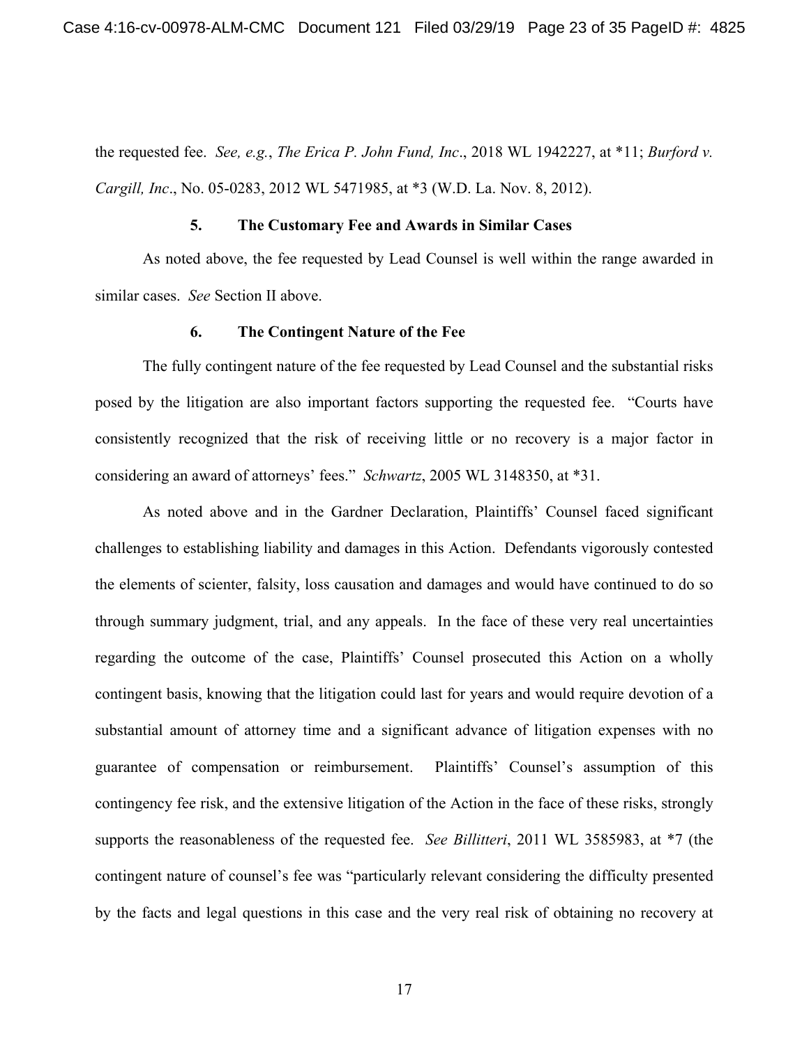the requested fee. *See, e.g.*, *The Erica P. John Fund, Inc*., 2018 WL 1942227, at *11; *Burford v. Cargill, Inc*., No. 05-0283, 2012 WL 5471985, at *3 (W.D. La. Nov. 8, 2012).

### 5. The Customary Fee and Awards in Similar Cases

As noted above, the fee requested by Lead Counsel is well within the range awarded in similar cases. *See* Section II above.

### 6. The Contingent Nature of the Fee

The fully contingent nature of the fee requested by Lead Counsel and the substantial risks posed by the litigation are also important factors supporting the requested fee. "Courts have consistently recognized that the risk of receiving little or no recovery is a major factor in considering an award of attorneys' fees." *Schwartz*, 2005 WL 3148350, at *31.

As noted above and in the Gardner Declaration, Plaintiffs' Counsel faced significant challenges to establishing liability and damages in this Action. Defendants vigorously contested the elements of scienter, falsity, loss causation and damages and would have continued to do so through summary judgment, trial, and any appeals. In the face of these very real uncertainties regarding the outcome of the case, Plaintiffs' Counsel prosecuted this Action on a wholly contingent basis, knowing that the litigation could last for years and would require devotion of a substantial amount of attorney time and a significant advance of litigation expenses with no guarantee of compensation or reimbursement. Plaintiffs' Counsel's assumption of this contingency fee risk, and the extensive litigation of the Action in the face of these risks, strongly supports the reasonableness of the requested fee. *See Billitteri*, 2011 WL 3585983, at *7 (the contingent nature of counsel's fee was "particularly relevant considering the difficulty presented by the facts and legal questions in this case and the very real risk of obtaining no recovery at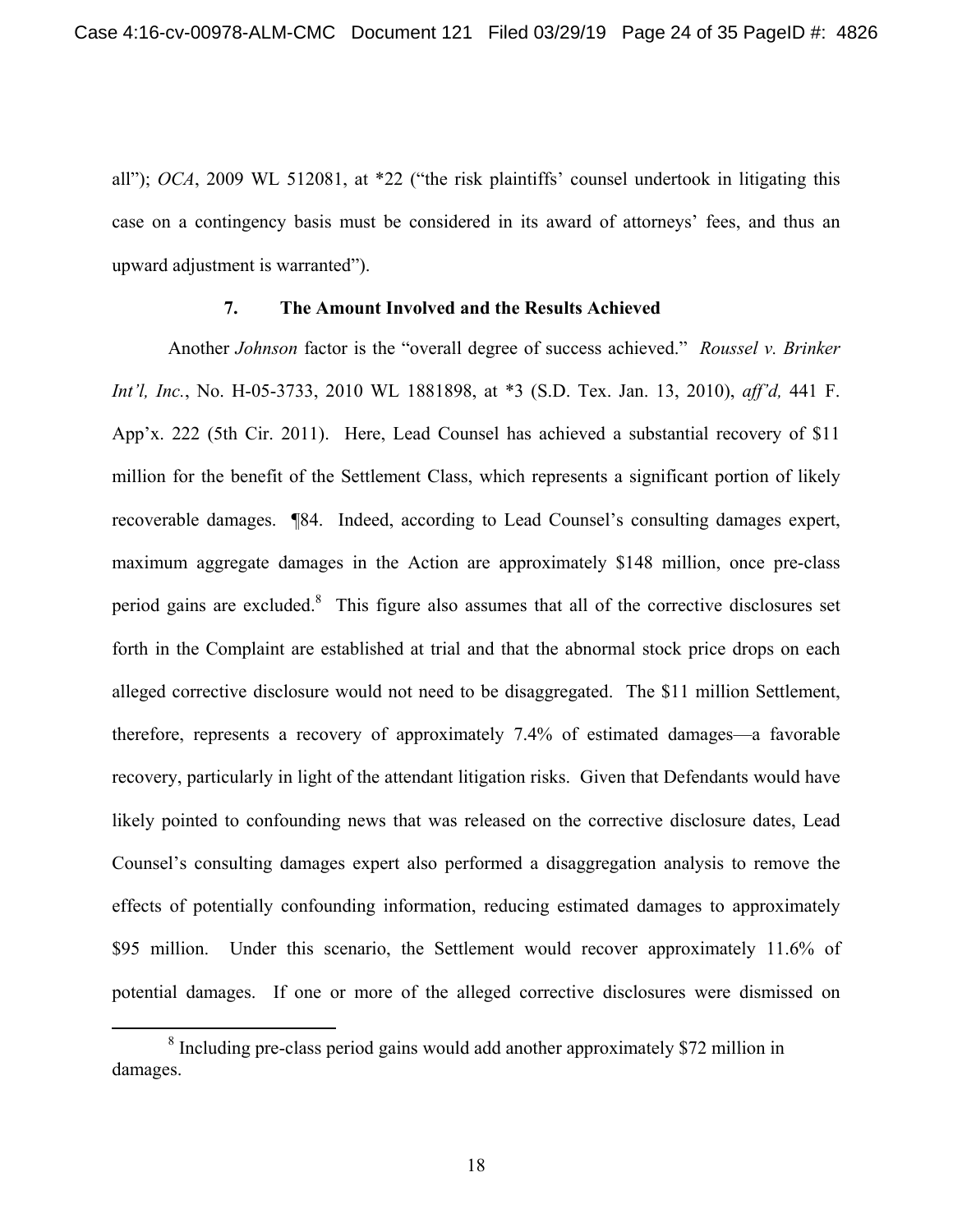all"); *OCA*, 2009 WL 512081, at *22 ("the risk plaintiffs' counsel undertook in litigating this case on a contingency basis must be considered in its award of attorneys' fees, and thus an upward adjustment is warranted").

### 7. The Amount Involved and the Results Achieved

Another *Johnson* factor is the "overall degree of success achieved." *Roussel v. Brinker Int'l, Inc.*, No. H-05-3733, 2010 WL 1881898, at *3 (S.D. Tex. Jan. 13, 2010), *aff'd,* 441 F. App'x. 222 (5th Cir. 2011). Here, Lead Counsel has achieved a substantial recovery of $11 million for the benefit of the Settlement Class, which represents a significant portion of likely recoverable damages. ¶84. Indeed, according to Lead Counsel's consulting damages expert, maximum aggregate damages in the Action are approximately $148 million, once pre-class period gains are excluded.[8] This figure also assumes that all of the corrective disclosures set forth in the Complaint are established at trial and that the abnormal stock price drops on each alleged corrective disclosure would not need to be disaggregated. The $11 million Settlement, therefore, represents a recovery of approximately 7.4% of estimated damages—a favorable recovery, particularly in light of the attendant litigation risks. Given that Defendants would have likely pointed to confounding news that was released on the corrective disclosure dates, Lead Counsel's consulting damages expert also performed a disaggregation analysis to remove the effects of potentially confounding information, reducing estimated damages to approximately $95 million. Under this scenario, the Settlement would recover approximately 11.6% of potential damages. If one or more of the alleged corrective disclosures were dismissed on

[8] Including pre-class period gains would add another approximately $72 million in damages.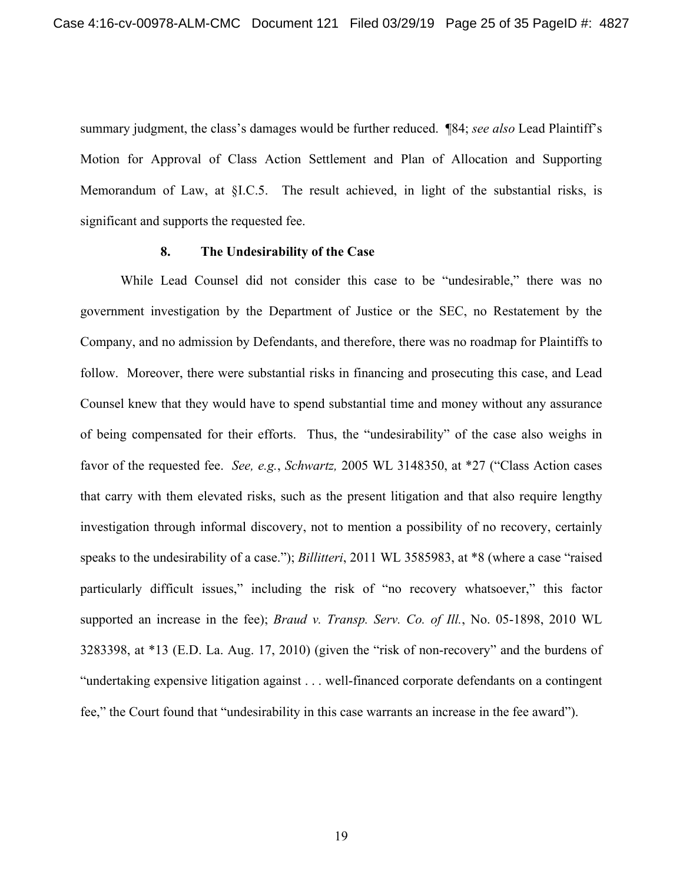summary judgment, the class's damages would be further reduced. ¶84; *see also* Lead Plaintiff's Motion for Approval of Class Action Settlement and Plan of Allocation and Supporting Memorandum of Law, at §I.C.5. The result achieved, in light of the substantial risks, is significant and supports the requested fee.

### 8. The Undesirability of the Case

While Lead Counsel did not consider this case to be "undesirable," there was no government investigation by the Department of Justice or the SEC, no Restatement by the Company, and no admission by Defendants, and therefore, there was no roadmap for Plaintiffs to follow. Moreover, there were substantial risks in financing and prosecuting this case, and Lead Counsel knew that they would have to spend substantial time and money without any assurance of being compensated for their efforts. Thus, the "undesirability" of the case also weighs in favor of the requested fee. *See, e.g.*, *Schwartz,* 2005 WL 3148350, at *27 ("Class Action cases that carry with them elevated risks, such as the present litigation and that also require lengthy investigation through informal discovery, not to mention a possibility of no recovery, certainly speaks to the undesirability of a case."); *Billitteri*, 2011 WL 3585983, at *8 (where a case "raised particularly difficult issues," including the risk of "no recovery whatsoever," this factor supported an increase in the fee); *Braud v. Transp. Serv. Co. of Ill.*, No. 05-1898, 2010 WL 3283398, at *13 (E.D. La. Aug. 17, 2010) (given the "risk of non-recovery" and the burdens of "undertaking expensive litigation against . . . well-financed corporate defendants on a contingent fee," the Court found that "undesirability in this case warrants an increase in the fee award").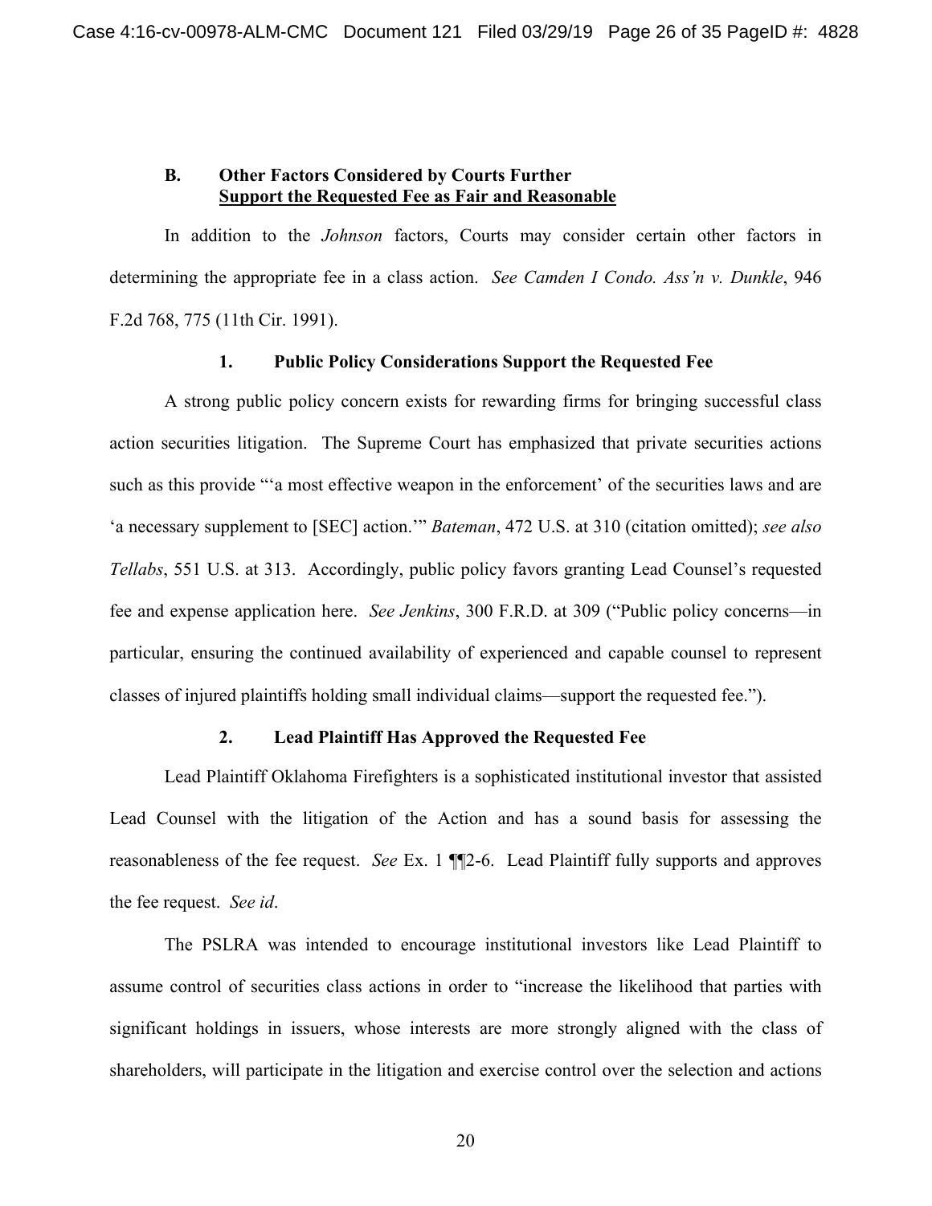### B. Other Factors Considered by Courts Further <u>Support the Requested Fee as Fair and Reasonable</u>

In addition to the *Johnson* factors, Courts may consider certain other factors in determining the appropriate fee in a class action. *See Camden I Condo. Ass'n v. Dunkle*, 946 F.2d 768, 775 (11th Cir. 1991).

#### 1. Public Policy Considerations Support the Requested Fee

A strong public policy concern exists for rewarding firms for bringing successful class action securities litigation. The Supreme Court has emphasized that private securities actions such as this provide "'a most effective weapon in the enforcement' of the securities laws and are 'a necessary supplement to [SEC] action.'" *Bateman*, 472 U.S. at 310 (citation omitted); *see also Tellabs*, 551 U.S. at 313. Accordingly, public policy favors granting Lead Counsel's requested fee and expense application here. *See Jenkins*, 300 F.R.D. at 309 ("Public policy concerns—in particular, ensuring the continued availability of experienced and capable counsel to represent classes of injured plaintiffs holding small individual claims—support the requested fee.").

#### 2. Lead Plaintiff Has Approved the Requested Fee

Lead Plaintiff Oklahoma Firefighters is a sophisticated institutional investor that assisted Lead Counsel with the litigation of the Action and has a sound basis for assessing the reasonableness of the fee request. *See* Ex. 1 ¶¶2-6. Lead Plaintiff fully supports and approves the fee request. *See id*.

The PSLRA was intended to encourage institutional investors like Lead Plaintiff to assume control of securities class actions in order to "increase the likelihood that parties with significant holdings in issuers, whose interests are more strongly aligned with the class of shareholders, will participate in the litigation and exercise control over the selection and actions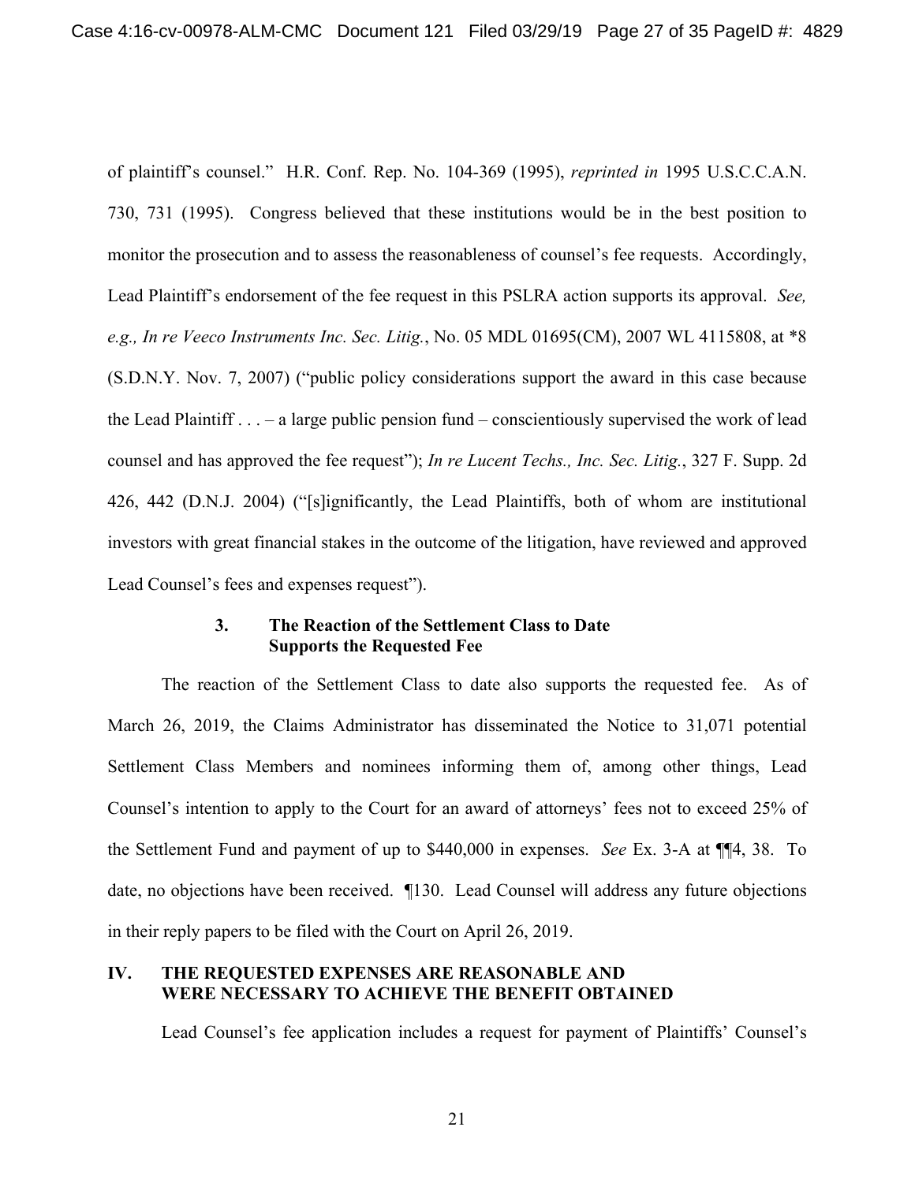of plaintiff's counsel." H.R. Conf. Rep. No. 104-369 (1995), *reprinted in* 1995 U.S.C.C.A.N. 730, 731 (1995). Congress believed that these institutions would be in the best position to monitor the prosecution and to assess the reasonableness of counsel's fee requests. Accordingly, Lead Plaintiff's endorsement of the fee request in this PSLRA action supports its approval. *See, e.g., In re Veeco Instruments Inc. Sec. Litig.*, No. 05 MDL 01695(CM), 2007 WL 4115808, at *8 (S.D.N.Y. Nov. 7, 2007) ("public policy considerations support the award in this case because the Lead Plaintiff . . . – a large public pension fund – conscientiously supervised the work of lead counsel and has approved the fee request"); *In re Lucent Techs., Inc. Sec. Litig.*, 327 F. Supp. 2d 426, 442 (D.N.J. 2004) ("[s]ignificantly, the Lead Plaintiffs, both of whom are institutional investors with great financial stakes in the outcome of the litigation, have reviewed and approved Lead Counsel's fees and expenses request").

### 3. The Reaction of the Settlement Class to Date Supports the Requested Fee

The reaction of the Settlement Class to date also supports the requested fee. As of March 26, 2019, the Claims Administrator has disseminated the Notice to 31,071 potential Settlement Class Members and nominees informing them of, among other things, Lead Counsel's intention to apply to the Court for an award of attorneys' fees not to exceed 25% of the Settlement Fund and payment of up to $440,000 in expenses. *See* Ex. 3-A at ¶¶4, 38. To date, no objections have been received. ¶130. Lead Counsel will address any future objections in their reply papers to be filed with the Court on April 26, 2019.

## IV. THE REQUESTED EXPENSES ARE REASONABLE AND WERE NECESSARY TO ACHIEVE THE BENEFIT OBTAINED

Lead Counsel's fee application includes a request for payment of Plaintiffs' Counsel's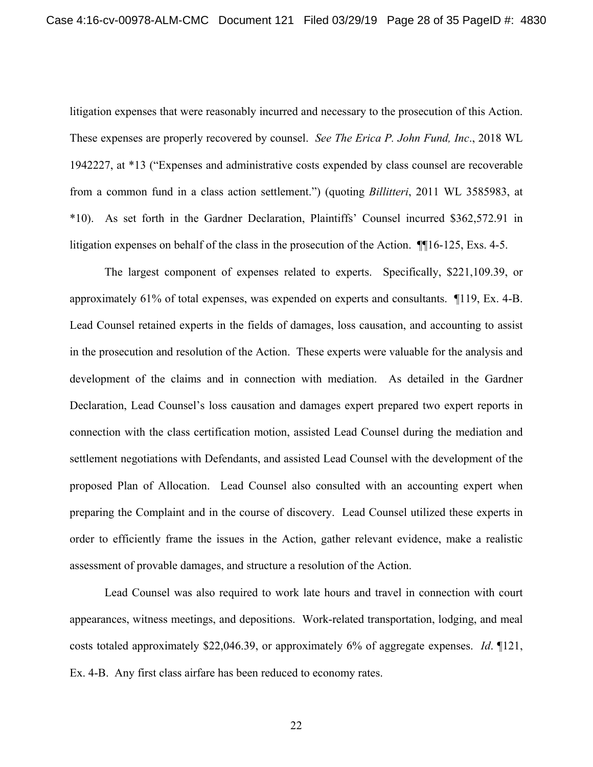litigation expenses that were reasonably incurred and necessary to the prosecution of this Action. These expenses are properly recovered by counsel. *See The Erica P. John Fund, Inc*., 2018 WL 1942227, at *13 ("Expenses and administrative costs expended by class counsel are recoverable from a common fund in a class action settlement.") (quoting *Billitteri*, 2011 WL 3585983, at *10). As set forth in the Gardner Declaration, Plaintiffs' Counsel incurred $362,572.91 in litigation expenses on behalf of the class in the prosecution of the Action. ¶¶16-125, Exs. 4-5.

The largest component of expenses related to experts. Specifically, $221,109.39, or approximately 61% of total expenses, was expended on experts and consultants. ¶119, Ex. 4-B. Lead Counsel retained experts in the fields of damages, loss causation, and accounting to assist in the prosecution and resolution of the Action. These experts were valuable for the analysis and development of the claims and in connection with mediation. As detailed in the Gardner Declaration, Lead Counsel's loss causation and damages expert prepared two expert reports in connection with the class certification motion, assisted Lead Counsel during the mediation and settlement negotiations with Defendants, and assisted Lead Counsel with the development of the proposed Plan of Allocation. Lead Counsel also consulted with an accounting expert when preparing the Complaint and in the course of discovery. Lead Counsel utilized these experts in order to efficiently frame the issues in the Action, gather relevant evidence, make a realistic assessment of provable damages, and structure a resolution of the Action.

Lead Counsel was also required to work late hours and travel in connection with court appearances, witness meetings, and depositions. Work-related transportation, lodging, and meal costs totaled approximately $22,046.39, or approximately 6% of aggregate expenses. *Id*. ¶121, Ex. 4-B. Any first class airfare has been reduced to economy rates.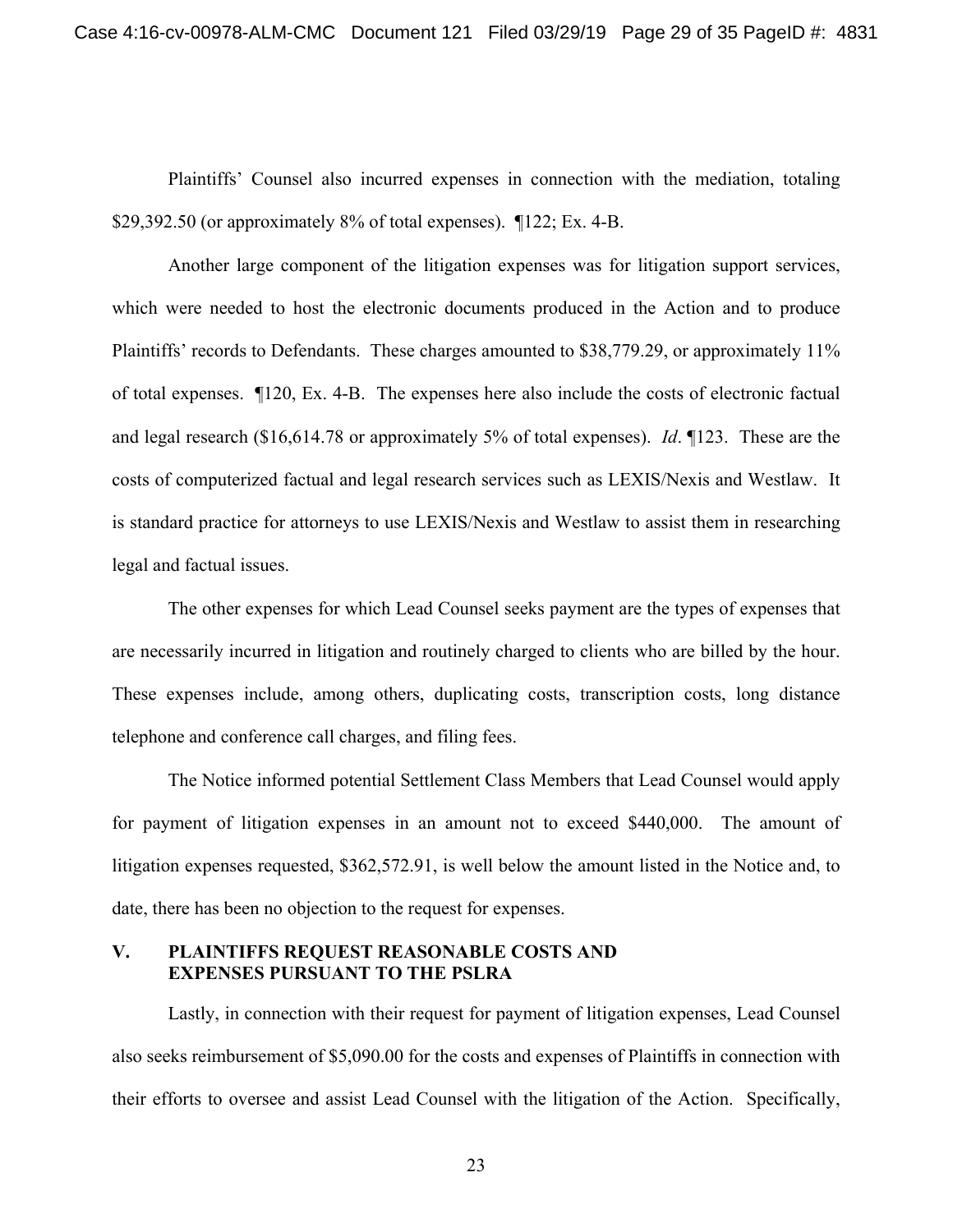Plaintiffs' Counsel also incurred expenses in connection with the mediation, totaling $29,392.50 (or approximately 8% of total expenses). ¶122; Ex. 4-B.

Another large component of the litigation expenses was for litigation support services, which were needed to host the electronic documents produced in the Action and to produce Plaintiffs' records to Defendants. These charges amounted to $38,779.29, or approximately 11% of total expenses. ¶120, Ex. 4-B. The expenses here also include the costs of electronic factual and legal research ($16,614.78 or approximately 5% of total expenses). *Id*. ¶123. These are the costs of computerized factual and legal research services such as LEXIS/Nexis and Westlaw. It is standard practice for attorneys to use LEXIS/Nexis and Westlaw to assist them in researching legal and factual issues.

The other expenses for which Lead Counsel seeks payment are the types of expenses that are necessarily incurred in litigation and routinely charged to clients who are billed by the hour. These expenses include, among others, duplicating costs, transcription costs, long distance telephone and conference call charges, and filing fees.

The Notice informed potential Settlement Class Members that Lead Counsel would apply for payment of litigation expenses in an amount not to exceed $440,000. The amount of litigation expenses requested, $362,572.91, is well below the amount listed in the Notice and, to date, there has been no objection to the request for expenses.

## V. PLAINTIFFS REQUEST REASONABLE COSTS AND EXPENSES PURSUANT TO THE PSLRA

Lastly, in connection with their request for payment of litigation expenses, Lead Counsel also seeks reimbursement of $5,090.00 for the costs and expenses of Plaintiffs in connection with their efforts to oversee and assist Lead Counsel with the litigation of the Action. Specifically,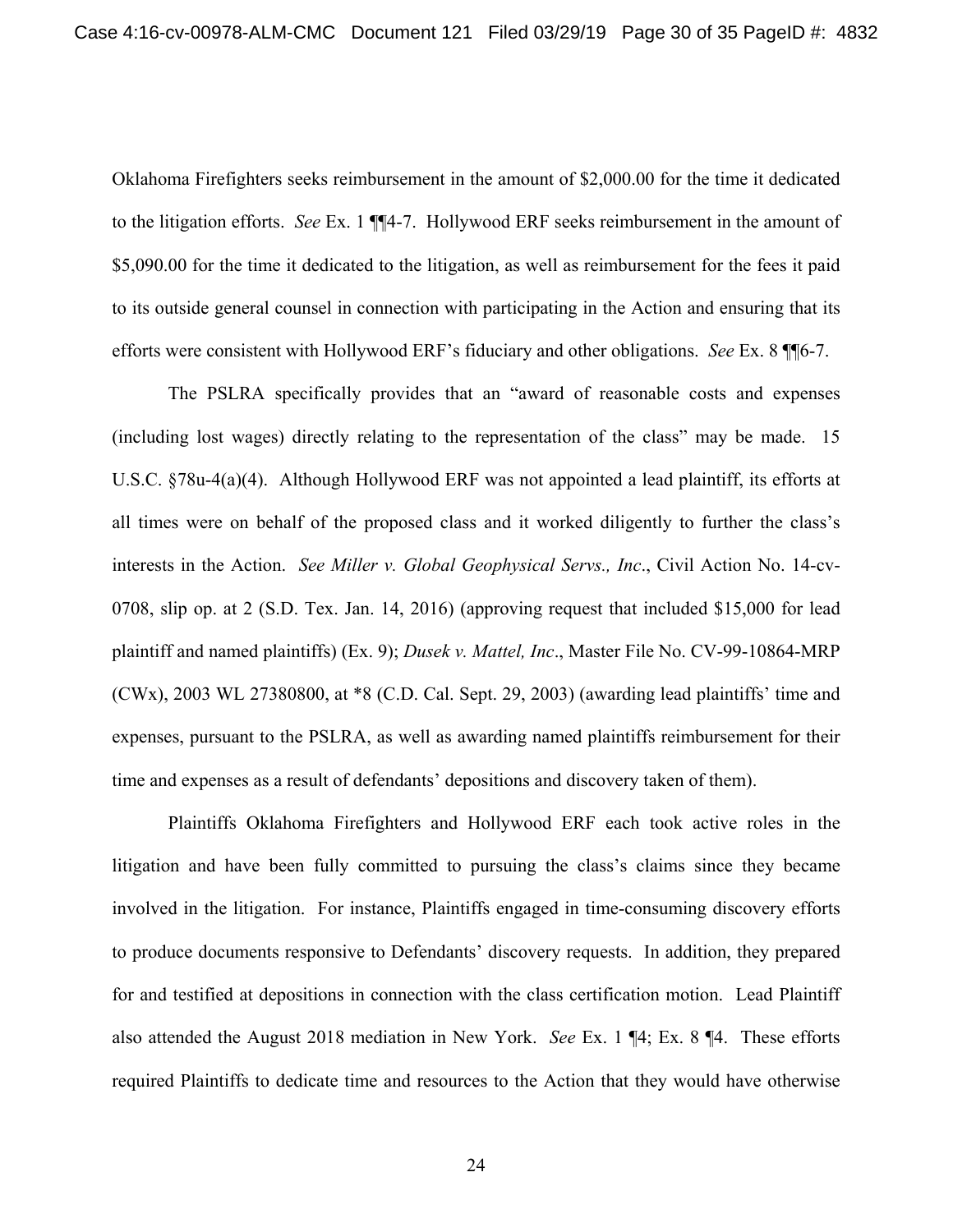Oklahoma Firefighters seeks reimbursement in the amount of $2,000.00 for the time it dedicated to the litigation efforts. *See* Ex. 1 ¶¶4-7. Hollywood ERF seeks reimbursement in the amount of $5,090.00 for the time it dedicated to the litigation, as well as reimbursement for the fees it paid to its outside general counsel in connection with participating in the Action and ensuring that its efforts were consistent with Hollywood ERF's fiduciary and other obligations. *See* Ex. 8 ¶¶6-7.

The PSLRA specifically provides that an "award of reasonable costs and expenses (including lost wages) directly relating to the representation of the class" may be made. 15 U.S.C. §78u-4(a)(4). Although Hollywood ERF was not appointed a lead plaintiff, its efforts at all times were on behalf of the proposed class and it worked diligently to further the class's interests in the Action. *See Miller v. Global Geophysical Servs., Inc*., Civil Action No. 14-cv-0708, slip op. at 2 (S.D. Tex. Jan. 14, 2016) (approving request that included $15,000 for lead plaintiff and named plaintiffs) (Ex. 9); *Dusek v. Mattel, Inc*., Master File No. CV-99-10864-MRP (CWx), 2003 WL 27380800, at *8 (C.D. Cal. Sept. 29, 2003) (awarding lead plaintiffs' time and expenses, pursuant to the PSLRA, as well as awarding named plaintiffs reimbursement for their time and expenses as a result of defendants' depositions and discovery taken of them).

Plaintiffs Oklahoma Firefighters and Hollywood ERF each took active roles in the litigation and have been fully committed to pursuing the class's claims since they became involved in the litigation. For instance, Plaintiffs engaged in time-consuming discovery efforts to produce documents responsive to Defendants' discovery requests. In addition, they prepared for and testified at depositions in connection with the class certification motion. Lead Plaintiff also attended the August 2018 mediation in New York. *See* Ex. 1 ¶4; Ex. 8 ¶4. These efforts required Plaintiffs to dedicate time and resources to the Action that they would have otherwise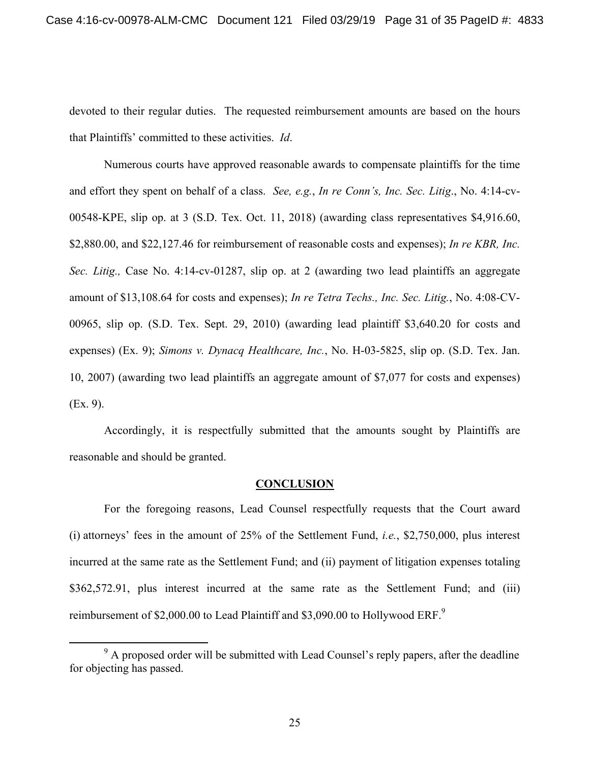devoted to their regular duties. The requested reimbursement amounts are based on the hours that Plaintiffs' committed to these activities. *Id*.

Numerous courts have approved reasonable awards to compensate plaintiffs for the time and effort they spent on behalf of a class. *See, e.g.*, *In re Conn's, Inc. Sec. Litig*., No. 4:14-cv-00548-KPE, slip op. at 3 (S.D. Tex. Oct. 11, 2018) (awarding class representatives $4,916.60, $2,880.00, and $22,127.46 for reimbursement of reasonable costs and expenses); *In re KBR, Inc. Sec. Litig.,* Case No. 4:14-cv-01287, slip op. at 2 (awarding two lead plaintiffs an aggregate amount of $13,108.64 for costs and expenses); *In re Tetra Techs., Inc. Sec. Litig.*, No. 4:08-CV-00965, slip op. (S.D. Tex. Sept. 29, 2010) (awarding lead plaintiff $3,640.20 for costs and expenses) (Ex. 9); *Simons v. Dynacq Healthcare, Inc.*, No. H-03-5825, slip op. (S.D. Tex. Jan. 10, 2007) (awarding two lead plaintiffs an aggregate amount of $7,077 for costs and expenses) (Ex. 9).

Accordingly, it is respectfully submitted that the amounts sought by Plaintiffs are reasonable and should be granted.

## CONCLUSION

For the foregoing reasons, Lead Counsel respectfully requests that the Court award (i) attorneys' fees in the amount of 25% of the Settlement Fund, *i.e.*, $2,750,000, plus interest incurred at the same rate as the Settlement Fund; and (ii) payment of litigation expenses totaling $362,572.91, plus interest incurred at the same rate as the Settlement Fund; and (iii) reimbursement of $2,000.00 to Lead Plaintiff and $3,090.00 to Hollywood ERF.[9]

[9] A proposed order will be submitted with Lead Counsel's reply papers, after the deadline for objecting has passed.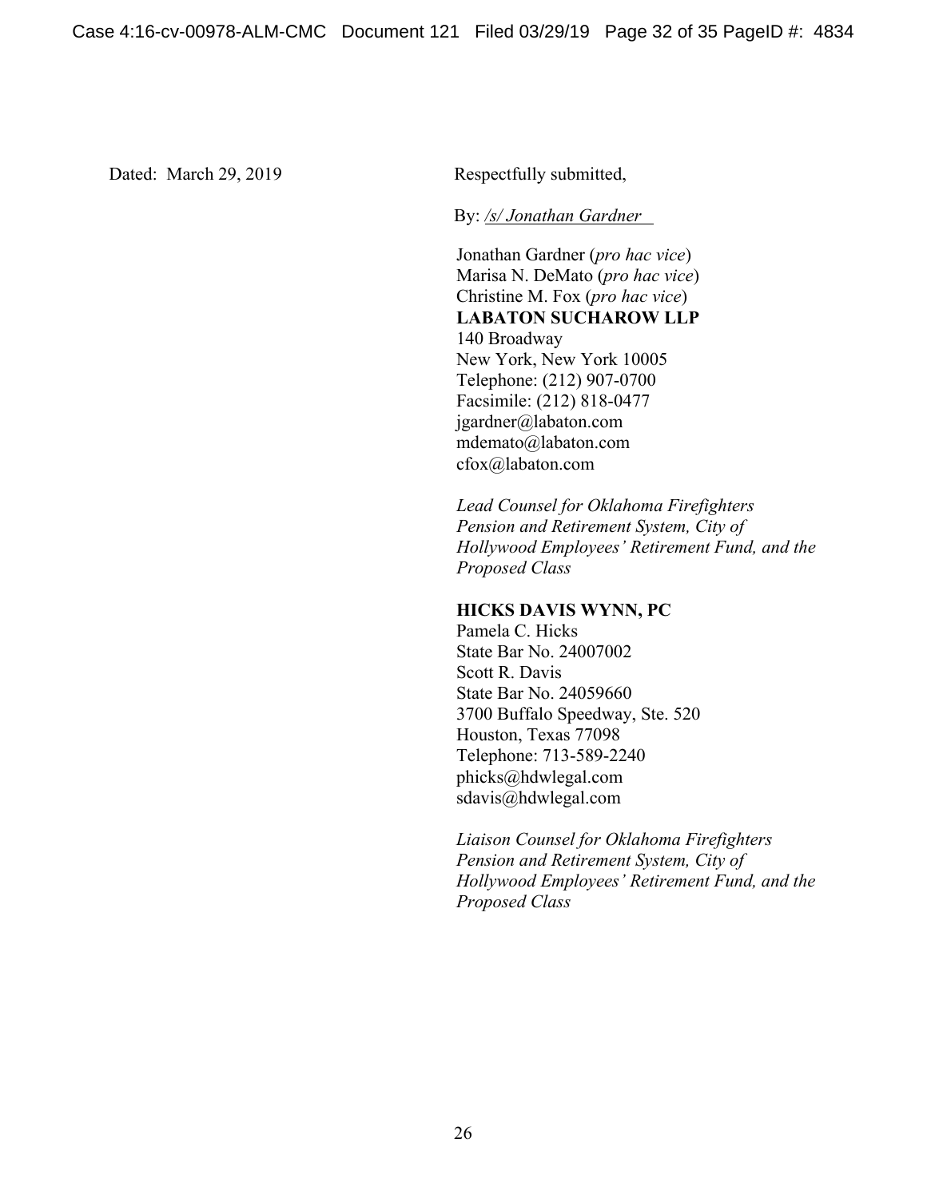Dated: March 29, 2019

Respectfully submitted,

By: */s/ Jonathan Gardner*

Jonathan Gardner (*pro hac vice*)
Marisa N. DeMato (*pro hac vice*)
Christine M. Fox (*pro hac vice*)
**LABATON SUCHAROW LLP**
140 Broadway
New York, New York 10005
Telephone: (212) 907-0700
Facsimile: (212) 818-0477
jgardner@labaton.com
mdemato@labaton.com
cfox@labaton.com

*Lead Counsel for Oklahoma Firefighters Pension and Retirement System, City of Hollywood Employees' Retirement Fund, and the Proposed Class*

**HICKS DAVIS WYNN, PC**
Pamela C. Hicks
State Bar No. 24007002
Scott R. Davis
State Bar No. 24059660
3700 Buffalo Speedway, Ste. 520
Houston, Texas 77098
Telephone: 713-589-2240
phicks@hdwlegal.com
sdavis@hdwlegal.com

*Liaison Counsel for Oklahoma Firefighters Pension and Retirement System, City of Hollywood Employees' Retirement Fund, and the Proposed Class*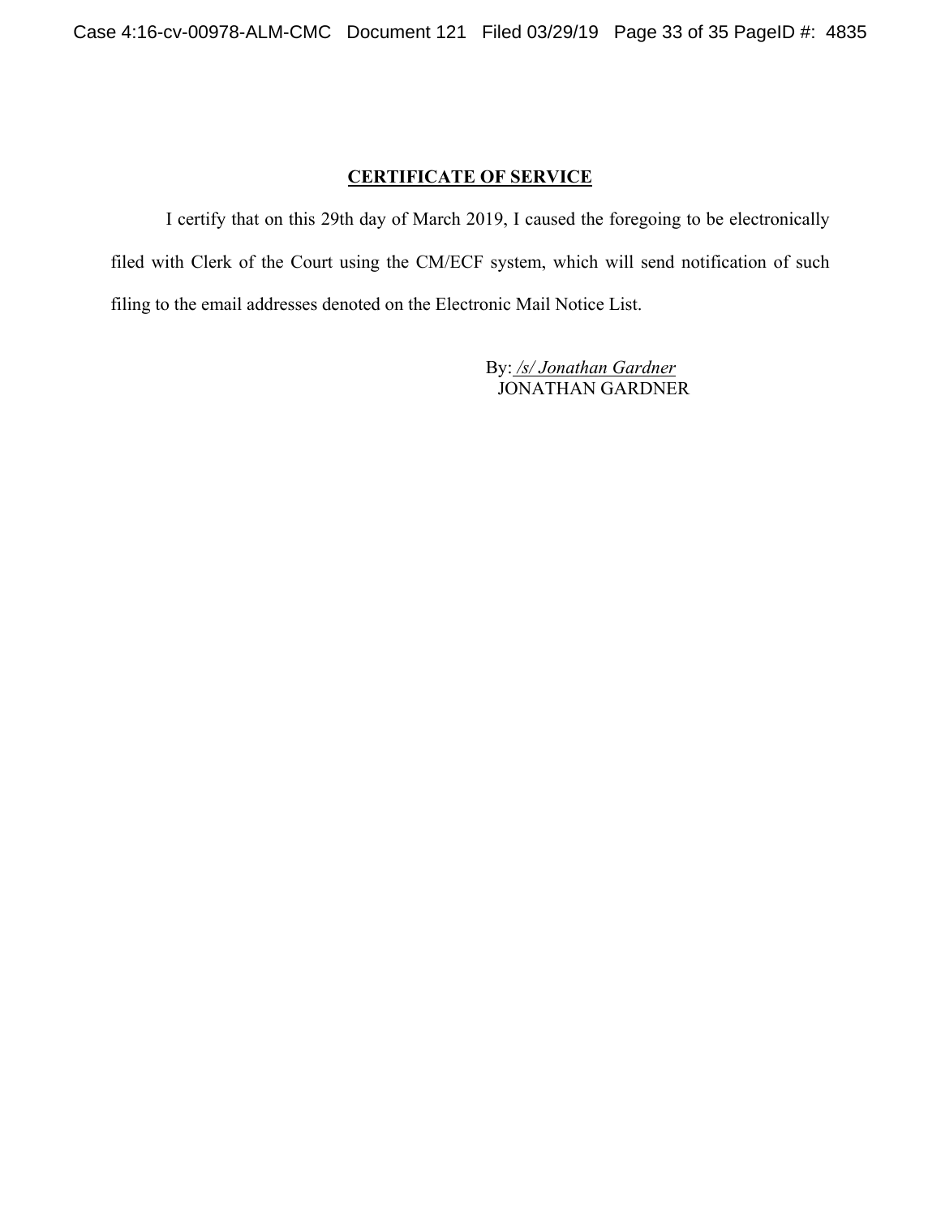## CERTIFICATE OF SERVICE

I certify that on this 29th day of March 2019, I caused the foregoing to be electronically filed with Clerk of the Court using the CM/ECF system, which will send notification of such filing to the email addresses denoted on the Electronic Mail Notice List.

By: */s/ Jonathan Gardner*
JONATHAN GARDNER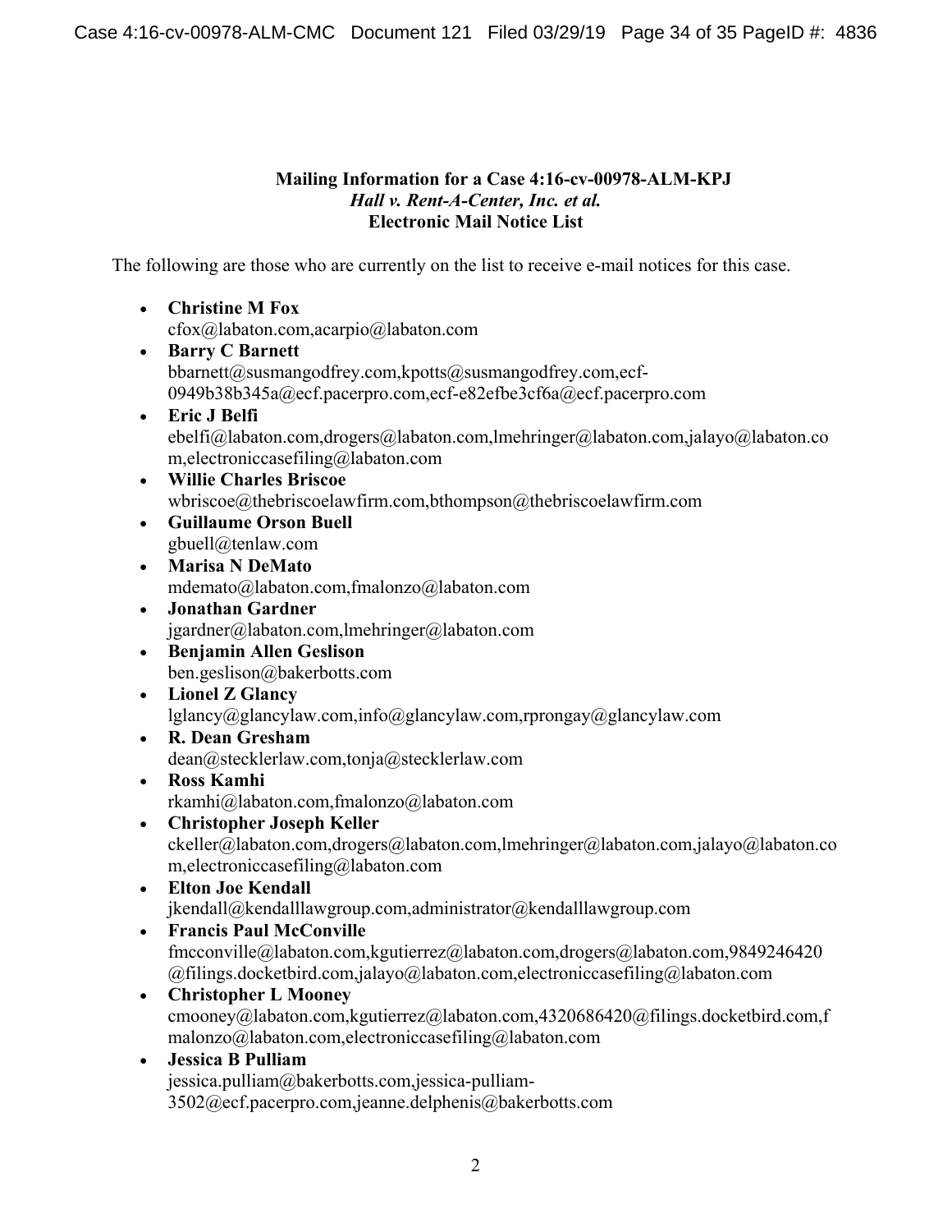**Mailing Information for a Case 4:16-cv-00978-ALM-KPJ**
***Hall v. Rent-A-Center, Inc. et al.***
**Electronic Mail Notice List**

The following are those who are currently on the list to receive e-mail notices for this case.

- **Christine M Fox**
  cfox@labaton.com,acarpio@labaton.com
- **Barry C Barnett**
  bbarnett@susmangodfrey.com,kpotts@susmangodfrey.com,ecf-0949b38b345a@ecf.pacerpro.com,ecf-e82efbe3cf6a@ecf.pacerpro.com
- **Eric J Belfi**
  ebelfi@labaton.com,drogers@labaton.com,lmehringer@labaton.com,jalayo@labaton.com,electroniccasefiling@labaton.com
- **Willie Charles Briscoe**
  wbriscoe@thebriscoelawfirm.com,bthompson@thebriscoelawfirm.com
- **Guillaume Orson Buell**
  gbuell@tenlaw.com
- **Marisa N DeMato**
  mdemato@labaton.com,fmalonzo@labaton.com
- **Jonathan Gardner**
  jgardner@labaton.com,lmehringer@labaton.com
- **Benjamin Allen Geslison**
  ben.geslison@bakerbotts.com
- **Lionel Z Glancy**
  lglancy@glancylaw.com,info@glancylaw.com,rprongay@glancylaw.com
- **R. Dean Gresham**
  dean@stecklerlaw.com,tonja@stecklerlaw.com
- **Ross Kamhi**
  rkamhi@labaton.com,fmalonzo@labaton.com
- **Christopher Joseph Keller**
  ckeller@labaton.com,drogers@labaton.com,lmehringer@labaton.com,jalayo@labaton.com,electroniccasefiling@labaton.com
- **Elton Joe Kendall**
  jkendall@kendalllawgroup.com,administrator@kendalllawgroup.com
- **Francis Paul McConville**
  fmcconville@labaton.com,kgutierrez@labaton.com,drogers@labaton.com,9849246420@filings.docketbird.com,jalayo@labaton.com,electroniccasefiling@labaton.com
- **Christopher L Mooney**
  cmooney@labaton.com,kgutierrez@labaton.com,4320686420@filings.docketbird.com,fmalonzo@labaton.com,electroniccasefiling@labaton.com
- **Jessica B Pulliam**
  jessica.pulliam@bakerbotts.com,jessica-pulliam-3502@ecf.pacerpro.com,jeanne.delphenis@bakerbotts.com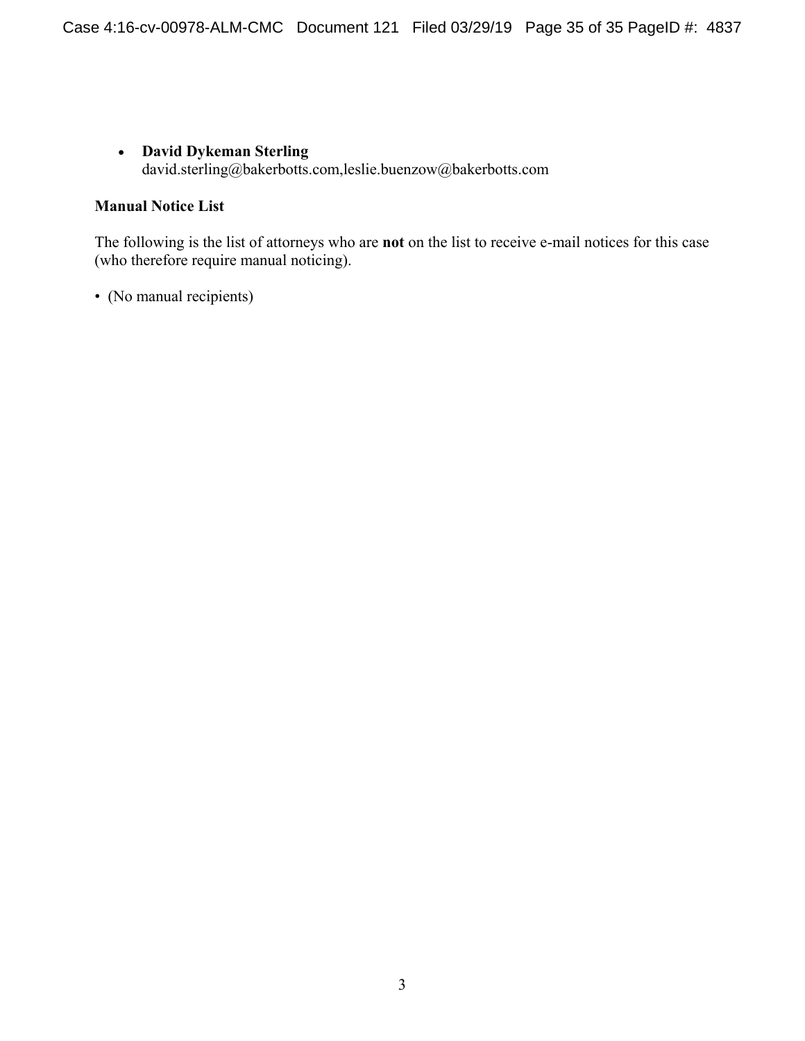- **David Dykeman Sterling**
  david.sterling@bakerbotts.com,leslie.buenzow@bakerbotts.com

**Manual Notice List**

The following is the list of attorneys who are **not** on the list to receive e-mail notices for this case (who therefore require manual noticing).

- (No manual recipients)